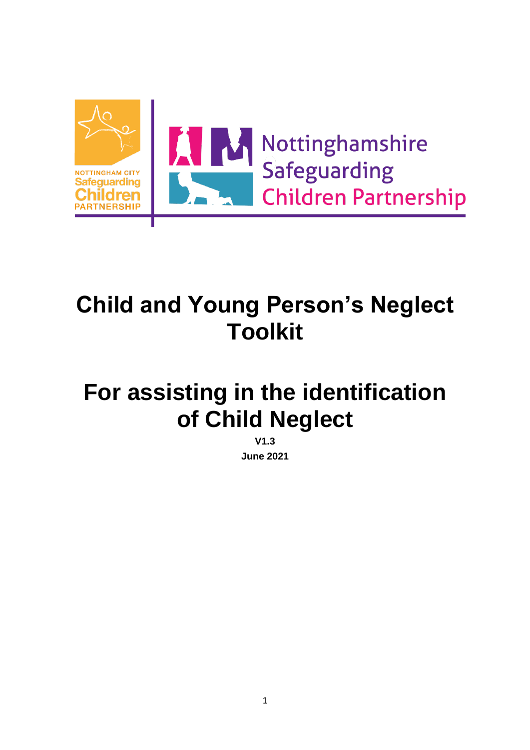NOTTINGHAM CITY Safeguarding Children PARTNERSHIP

Nottinghamshire Safeguarding Children Partnership

# Child and Young Person's Neglect Toolkit

# For assisting in the identification of Child Neglect

**V1.3**

**June 2021**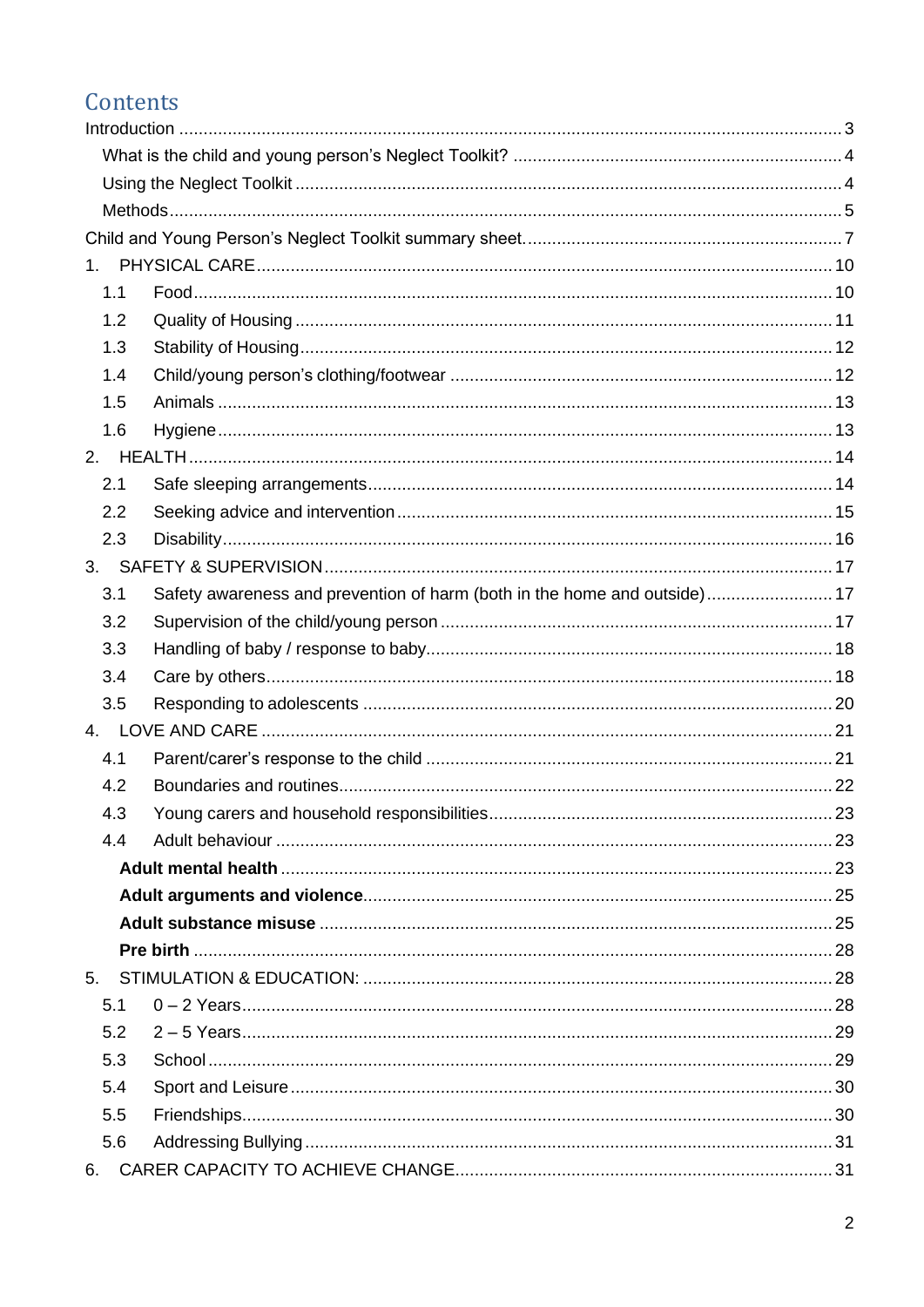# Contents

Introduction ........ 3

- What is the child and young person's Neglect Toolkit? ........ 4
- Using the Neglect Toolkit ........ 4
- Methods ........ 5

Child and Young Person's Neglect Toolkit summary sheet. ........ 7

1. PHYSICAL CARE ........ 10
   - 1.1 Food ........ 10
   - 1.2 Quality of Housing ........ 11
   - 1.3 Stability of Housing ........ 12
   - 1.4 Child/young person's clothing/footwear ........ 12
   - 1.5 Animals ........ 13
   - 1.6 Hygiene ........ 13
2. HEALTH ........ 14
   - 2.1 Safe sleeping arrangements ........ 14
   - 2.2 Seeking advice and intervention ........ 15
   - 2.3 Disability ........ 16
3. SAFETY & SUPERVISION ........ 17
   - 3.1 Safety awareness and prevention of harm (both in the home and outside) ........ 17
   - 3.2 Supervision of the child/young person ........ 17
   - 3.3 Handling of baby / response to baby ........ 18
   - 3.4 Care by others ........ 18
   - 3.5 Responding to adolescents ........ 20
4. LOVE AND CARE ........ 21
   - 4.1 Parent/carer's response to the child ........ 21
   - 4.2 Boundaries and routines ........ 22
   - 4.3 Young carers and household responsibilities ........ 23
   - 4.4 Adult behaviour ........ 23
     - **Adult mental health** ........ 23
     - **Adult arguments and violence** ........ 25
     - **Adult substance misuse** ........ 25
     - **Pre birth** ........ 28
5. STIMULATION & EDUCATION: ........ 28
   - 5.1 0 – 2 Years ........ 28
   - 5.2 2 – 5 Years ........ 29
   - 5.3 School ........ 29
   - 5.4 Sport and Leisure ........ 30
   - 5.5 Friendships ........ 30
   - 5.6 Addressing Bullying ........ 31
6. CARER CAPACITY TO ACHIEVE CHANGE ........ 31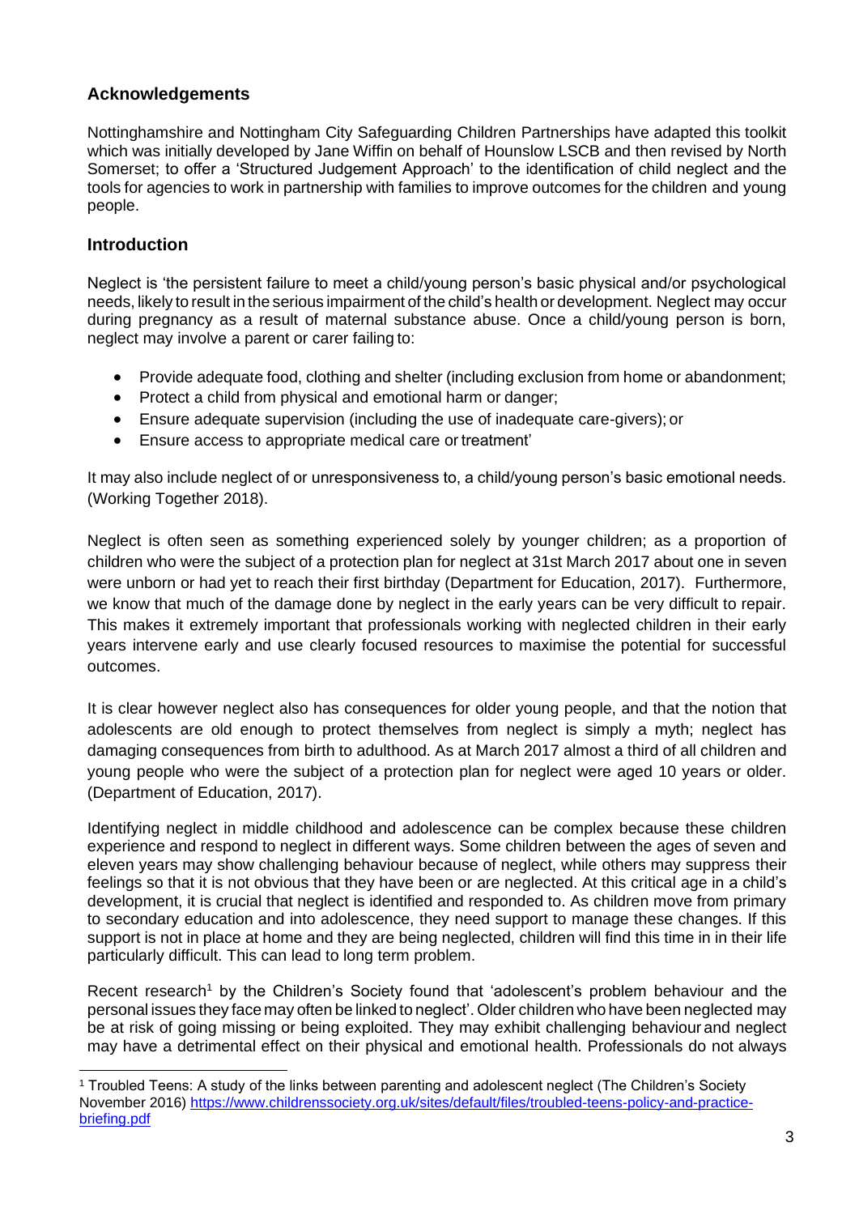## Acknowledgements

Nottinghamshire and Nottingham City Safeguarding Children Partnerships have adapted this toolkit which was initially developed by Jane Wiffin on behalf of Hounslow LSCB and then revised by North Somerset; to offer a 'Structured Judgement Approach' to the identification of child neglect and the tools for agencies to work in partnership with families to improve outcomes for the children and young people.

## Introduction

Neglect is 'the persistent failure to meet a child/young person's basic physical and/or psychological needs, likely to result in the serious impairment of the child's health or development. Neglect may occur during pregnancy as a result of maternal substance abuse. Once a child/young person is born, neglect may involve a parent or carer failing to:

- Provide adequate food, clothing and shelter (including exclusion from home or abandonment;
- Protect a child from physical and emotional harm or danger;
- Ensure adequate supervision (including the use of inadequate care-givers); or
- Ensure access to appropriate medical care or treatment'

It may also include neglect of or unresponsiveness to, a child/young person's basic emotional needs. (Working Together 2018).

Neglect is often seen as something experienced solely by younger children; as a proportion of children who were the subject of a protection plan for neglect at 31st March 2017 about one in seven were unborn or had yet to reach their first birthday (Department for Education, 2017). Furthermore, we know that much of the damage done by neglect in the early years can be very difficult to repair. This makes it extremely important that professionals working with neglected children in their early years intervene early and use clearly focused resources to maximise the potential for successful outcomes.

It is clear however neglect also has consequences for older young people, and that the notion that adolescents are old enough to protect themselves from neglect is simply a myth; neglect has damaging consequences from birth to adulthood. As at March 2017 almost a third of all children and young people who were the subject of a protection plan for neglect were aged 10 years or older. (Department of Education, 2017).

Identifying neglect in middle childhood and adolescence can be complex because these children experience and respond to neglect in different ways. Some children between the ages of seven and eleven years may show challenging behaviour because of neglect, while others may suppress their feelings so that it is not obvious that they have been or are neglected. At this critical age in a child's development, it is crucial that neglect is identified and responded to. As children move from primary to secondary education and into adolescence, they need support to manage these changes. If this support is not in place at home and they are being neglected, children will find this time in in their life particularly difficult. This can lead to long term problem.

Recent research[1] by the Children's Society found that 'adolescent's problem behaviour and the personal issues they face may often be linked to neglect'. Older children who have been neglected may be at risk of going missing or being exploited. They may exhibit challenging behaviour and neglect may have a detrimental effect on their physical and emotional health. Professionals do not always

[1] Troubled Teens: A study of the links between parenting and adolescent neglect (The Children's Society November 2016) https://www.childrenssociety.org.uk/sites/default/files/troubled-teens-policy-and-practice-briefing.pdf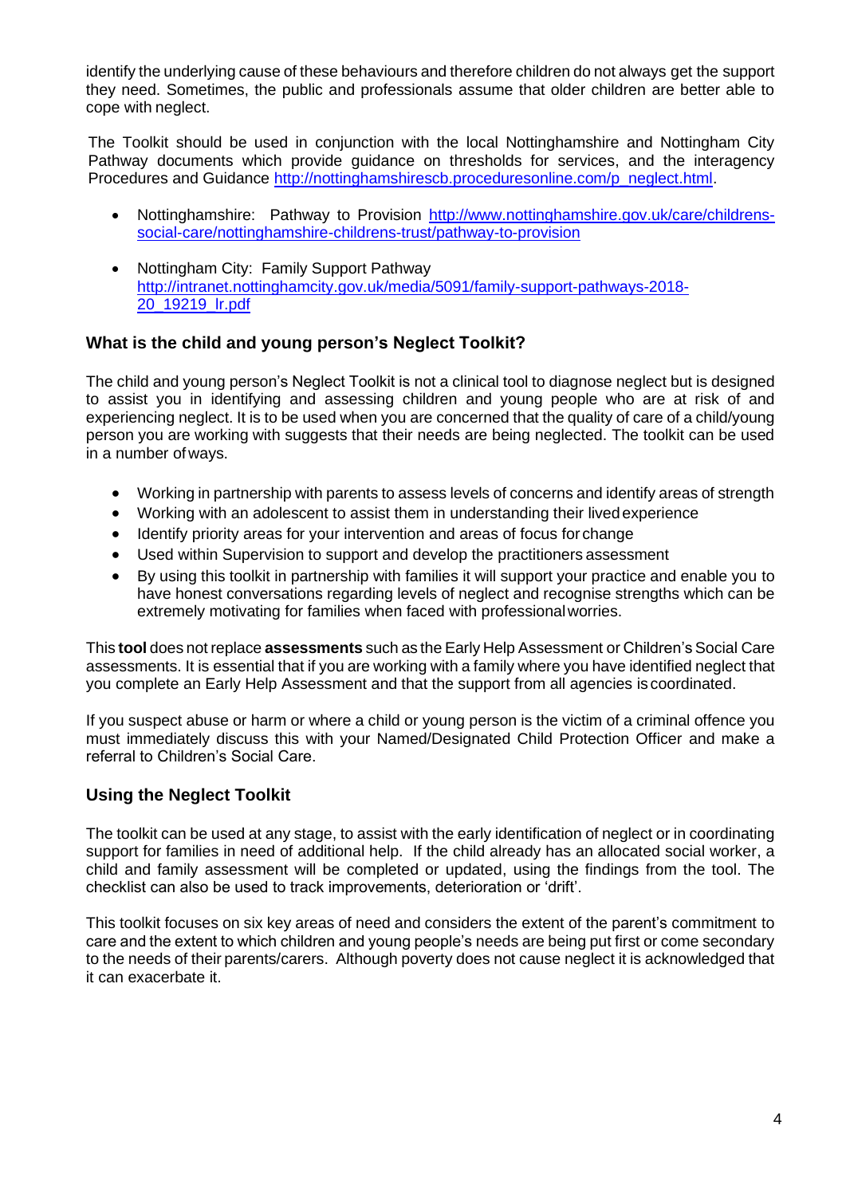identify the underlying cause of these behaviours and therefore children do not always get the support they need. Sometimes, the public and professionals assume that older children are better able to cope with neglect.

The Toolkit should be used in conjunction with the local Nottinghamshire and Nottingham City Pathway documents which provide guidance on thresholds for services, and the interagency Procedures and Guidance http://nottinghamshirescb.proceduresonline.com/p_neglect.html.

- Nottinghamshire: Pathway to Provision http://www.nottinghamshire.gov.uk/care/childrens-social-care/nottinghamshire-childrens-trust/pathway-to-provision
- Nottingham City: Family Support Pathway http://intranet.nottinghamcity.gov.uk/media/5091/family-support-pathways-2018-20_19219_lr.pdf

### What is the child and young person's Neglect Toolkit?

The child and young person's Neglect Toolkit is not a clinical tool to diagnose neglect but is designed to assist you in identifying and assessing children and young people who are at risk of and experiencing neglect. It is to be used when you are concerned that the quality of care of a child/young person you are working with suggests that their needs are being neglected. The toolkit can be used in a number of ways.

- Working in partnership with parents to assess levels of concerns and identify areas of strength
- Working with an adolescent to assist them in understanding their lived experience
- Identify priority areas for your intervention and areas of focus for change
- Used within Supervision to support and develop the practitioners assessment
- By using this toolkit in partnership with families it will support your practice and enable you to have honest conversations regarding levels of neglect and recognise strengths which can be extremely motivating for families when faced with professional worries.

This **tool** does not replace **assessments** such as the Early Help Assessment or Children's Social Care assessments. It is essential that if you are working with a family where you have identified neglect that you complete an Early Help Assessment and that the support from all agencies is coordinated.

If you suspect abuse or harm or where a child or young person is the victim of a criminal offence you must immediately discuss this with your Named/Designated Child Protection Officer and make a referral to Children's Social Care.

### Using the Neglect Toolkit

The toolkit can be used at any stage, to assist with the early identification of neglect or in coordinating support for families in need of additional help. If the child already has an allocated social worker, a child and family assessment will be completed or updated, using the findings from the tool. The checklist can also be used to track improvements, deterioration or 'drift'.

This toolkit focuses on six key areas of need and considers the extent of the parent's commitment to care and the extent to which children and young people's needs are being put first or come secondary to the needs of their parents/carers. Although poverty does not cause neglect it is acknowledged that it can exacerbate it.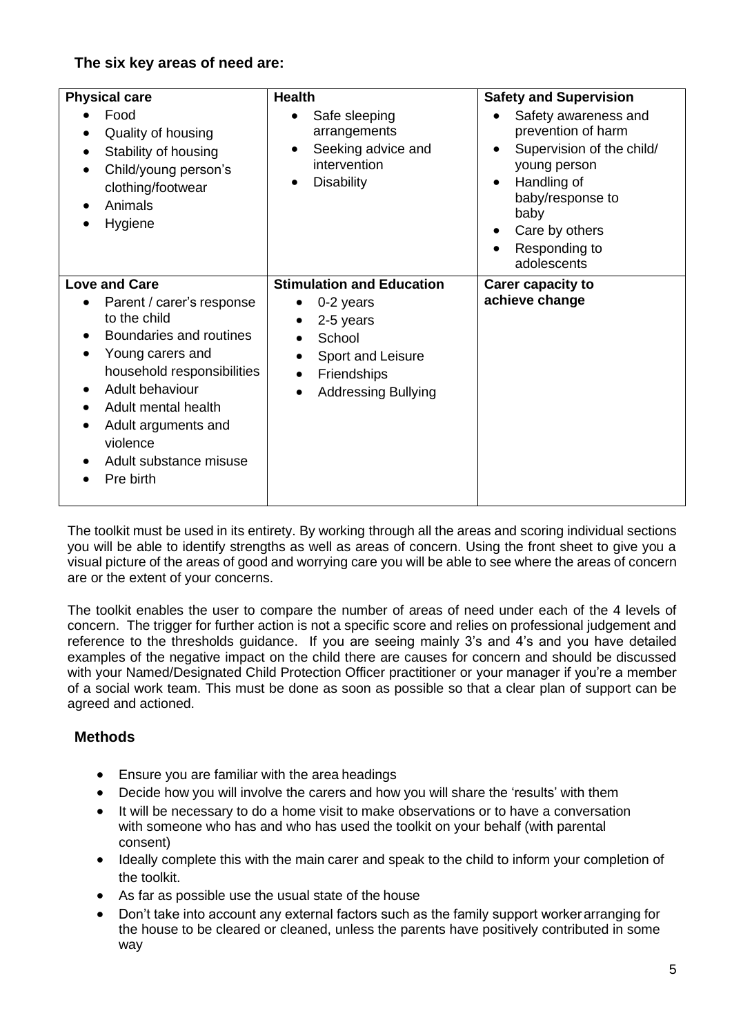### The six key areas of need are:

| Physical care | Health | Safety and Supervision |
| --- | --- | --- |
| • Food<br>• Quality of housing<br>• Stability of housing<br>• Child/young person's clothing/footwear<br>• Animals<br>• Hygiene | • Safe sleeping arrangements<br>• Seeking advice and intervention<br>• Disability | • Safety awareness and prevention of harm<br>• Supervision of the child/ young person<br>• Handling of baby/response to baby<br>• Care by others<br>• Responding to adolescents |
| **Love and Care** | **Stimulation and Education** | **Carer capacity to achieve change** |
| • Parent / carer's response to the child<br>• Boundaries and routines<br>• Young carers and household responsibilities<br>• Adult behaviour<br>• Adult mental health<br>• Adult arguments and violence<br>• Adult substance misuse<br>• Pre birth | • 0-2 years<br>• 2-5 years<br>• School<br>• Sport and Leisure<br>• Friendships<br>• Addressing Bullying | |

The toolkit must be used in its entirety. By working through all the areas and scoring individual sections you will be able to identify strengths as well as areas of concern. Using the front sheet to give you a visual picture of the areas of good and worrying care you will be able to see where the areas of concern are or the extent of your concerns.

The toolkit enables the user to compare the number of areas of need under each of the 4 levels of concern. The trigger for further action is not a specific score and relies on professional judgement and reference to the thresholds guidance. If you are seeing mainly 3's and 4's and you have detailed examples of the negative impact on the child there are causes for concern and should be discussed with your Named/Designated Child Protection Officer practitioner or your manager if you're a member of a social work team. This must be done as soon as possible so that a clear plan of support can be agreed and actioned.

### Methods

- Ensure you are familiar with the area headings
- Decide how you will involve the carers and how you will share the 'results' with them
- It will be necessary to do a home visit to make observations or to have a conversation with someone who has and who has used the toolkit on your behalf (with parental consent)
- Ideally complete this with the main carer and speak to the child to inform your completion of the toolkit.
- As far as possible use the usual state of the house
- Don't take into account any external factors such as the family support worker arranging for the house to be cleared or cleaned, unless the parents have positively contributed in some way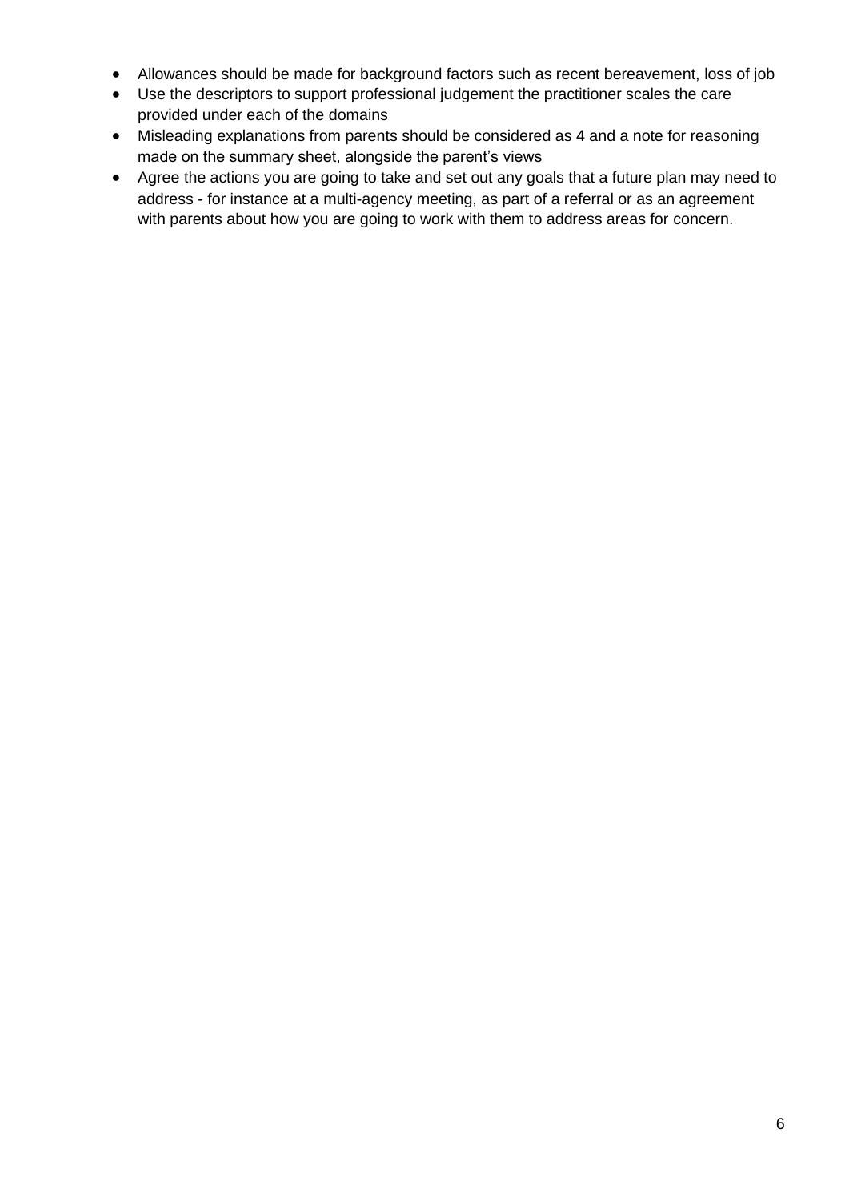- Allowances should be made for background factors such as recent bereavement, loss of job
- Use the descriptors to support professional judgement the practitioner scales the care provided under each of the domains
- Misleading explanations from parents should be considered as 4 and a note for reasoning made on the summary sheet, alongside the parent's views
- Agree the actions you are going to take and set out any goals that a future plan may need to address - for instance at a multi-agency meeting, as part of a referral or as an agreement with parents about how you are going to work with them to address areas for concern.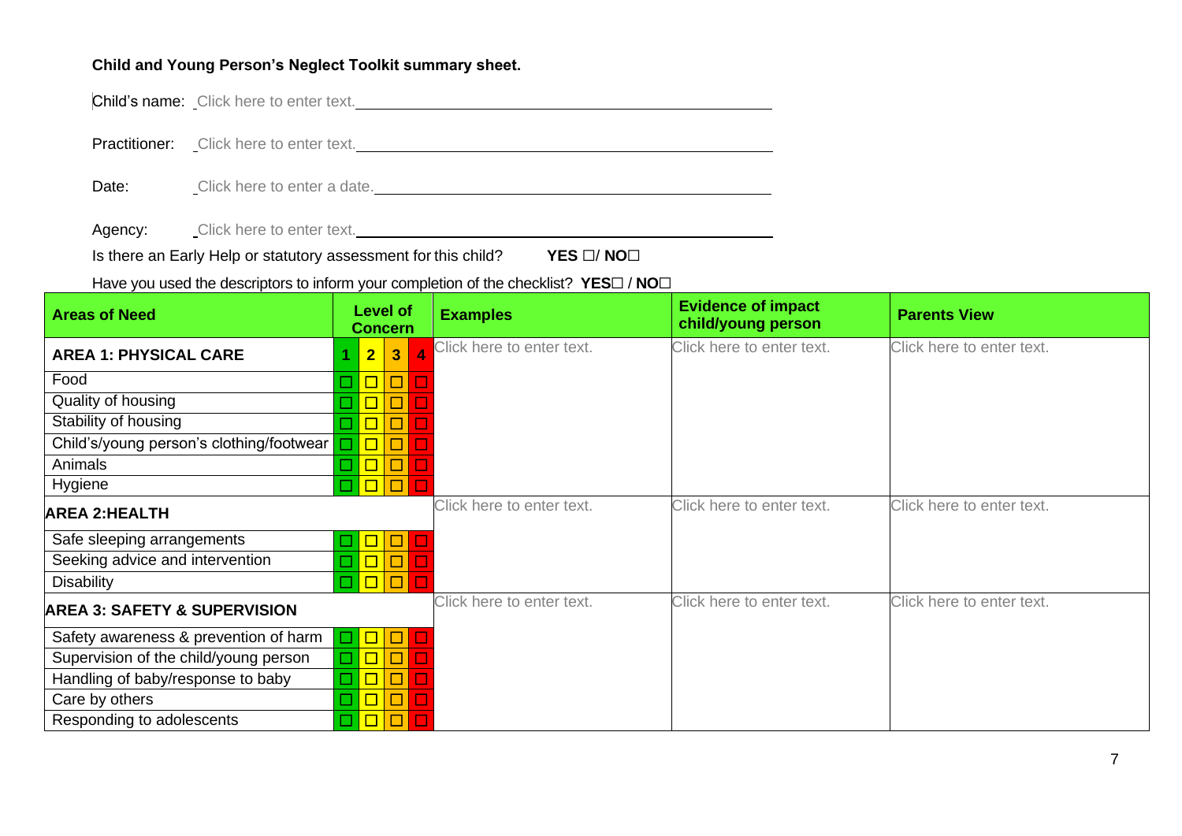**Child and Young Person's Neglect Toolkit summary sheet.**

Child's name: Click here to enter text.

Practitioner: Click here to enter text.

Date: Click here to enter a date.

Agency: Click here to enter text.

Is there an Early Help or statutory assessment for this child? **YES ☐/ NO☐**

Have you used the descriptors to inform your completion of the checklist? **YES☐ / NO☐**

| Areas of Need | Level of Concern | | | | Examples | Evidence of impact child/young person | Parents View |
|---|---|---|---|---|---|---|---|
| **AREA 1: PHYSICAL CARE** | 1 | 2 | 3 | 4 | Click here to enter text. | Click here to enter text. | Click here to enter text. |
| Food | ☐ | ☐ | ☐ | ☐ | | | |
| Quality of housing | ☐ | ☐ | ☐ | ☐ | | | |
| Stability of housing | ☐ | ☐ | ☐ | ☐ | | | |
| Child's/young person's clothing/footwear | ☐ | ☐ | ☐ | ☐ | | | |
| Animals | ☐ | ☐ | ☐ | ☐ | | | |
| Hygiene | ☐ | ☐ | ☐ | ☐ | | | |
| **AREA 2:HEALTH** | | | | | Click here to enter text. | Click here to enter text. | Click here to enter text. |
| Safe sleeping arrangements | ☐ | ☐ | ☐ | ☐ | | | |
| Seeking advice and intervention | ☐ | ☐ | ☐ | ☐ | | | |
| Disability | ☐ | ☐ | ☐ | ☐ | | | |
| **AREA 3: SAFETY & SUPERVISION** | | | | | Click here to enter text. | Click here to enter text. | Click here to enter text. |
| Safety awareness & prevention of harm | ☐ | ☐ | ☐ | ☐ | | | |
| Supervision of the child/young person | ☐ | ☐ | ☐ | ☐ | | | |
| Handling of baby/response to baby | ☐ | ☐ | ☐ | ☐ | | | |
| Care by others | ☐ | ☐ | ☐ | ☐ | | | |
| Responding to adolescents | ☐ | ☐ | ☐ | ☐ | | | |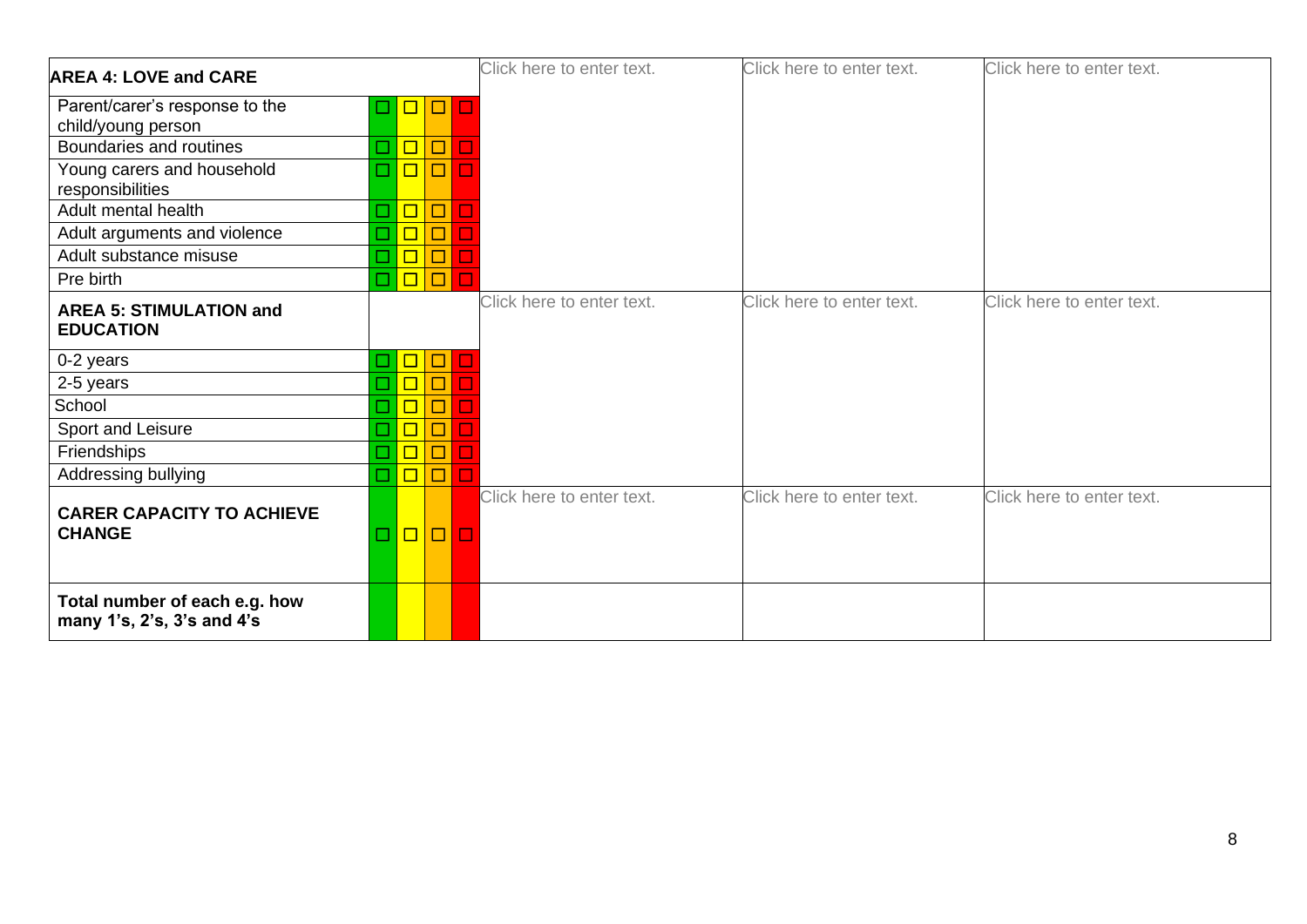| AREA 4: LOVE and CARE | | | | | Click here to enter text. | Click here to enter text. | Click here to enter text. |
|---|---|---|---|---|---|---|---|
| Parent/carer's response to the child/young person | ☐ | ☐ | ☐ | ☐ | | | |
| Boundaries and routines | ☐ | ☐ | ☐ | ☐ | | | |
| Young carers and household responsibilities | ☐ | ☐ | ☐ | ☐ | | | |
| Adult mental health | ☐ | ☐ | ☐ | ☐ | | | |
| Adult arguments and violence | ☐ | ☐ | ☐ | ☐ | | | |
| Adult substance misuse | ☐ | ☐ | ☐ | ☐ | | | |
| Pre birth | ☐ | ☐ | ☐ | ☐ | | | |
| **AREA 5: STIMULATION and EDUCATION** | | | | | Click here to enter text. | Click here to enter text. | Click here to enter text. |
| 0-2 years | ☐ | ☐ | ☐ | ☐ | | | |
| 2-5 years | ☐ | ☐ | ☐ | ☐ | | | |
| School | ☐ | ☐ | ☐ | ☐ | | | |
| Sport and Leisure | ☐ | ☐ | ☐ | ☐ | | | |
| Friendships | ☐ | ☐ | ☐ | ☐ | | | |
| Addressing bullying | ☐ | ☐ | ☐ | ☐ | | | |
| **CARER CAPACITY TO ACHIEVE CHANGE** | ☐ | ☐ | ☐ | ☐ | Click here to enter text. | Click here to enter text. | Click here to enter text. |
| **Total number of each e.g. how many 1's, 2's, 3's and 4's** | | | | | | | |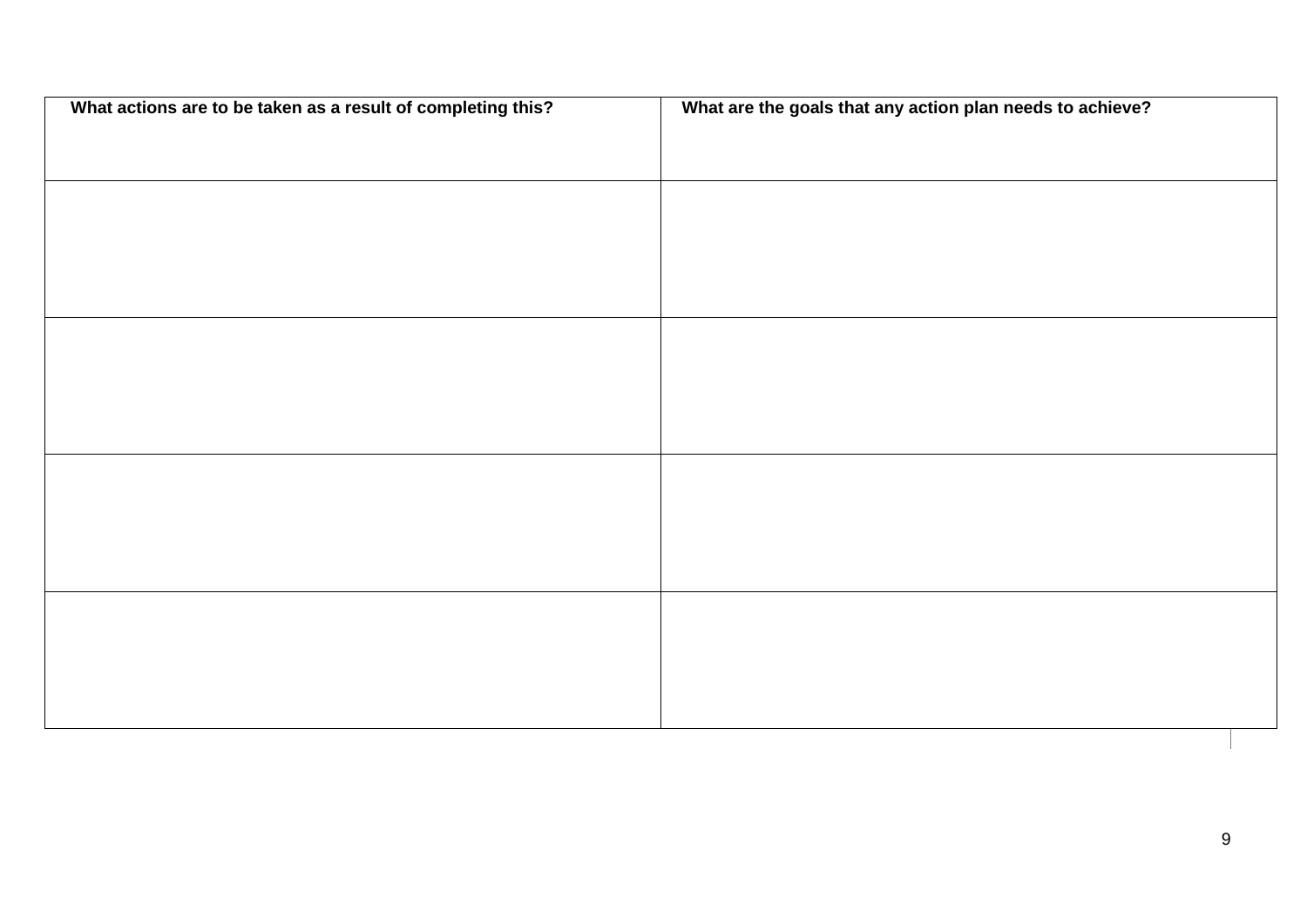| What actions are to be taken as a result of completing this? | What are the goals that any action plan needs to achieve? |
| --- | --- |
| | |
| | |
| | |
| | |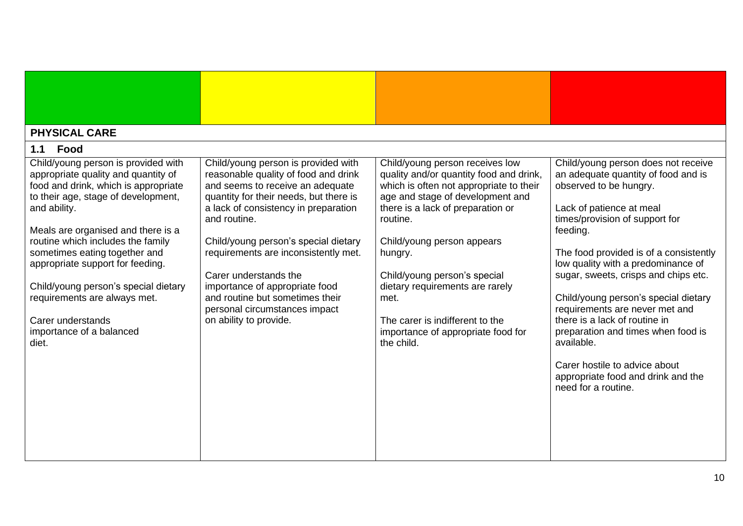| | | | |
|---|---|---|---|
| **PHYSICAL CARE** | | | |
| **1.1 Food** | | | |
| Child/young person is provided with appropriate quality and quantity of food and drink, which is appropriate to their age, stage of development, and ability.<br><br>Meals are organised and there is a routine which includes the family sometimes eating together and appropriate support for feeding.<br><br>Child/young person's special dietary requirements are always met.<br><br>Carer understands importance of a balanced diet. | Child/young person is provided with reasonable quality of food and drink and seems to receive an adequate quantity for their needs, but there is a lack of consistency in preparation and routine.<br><br>Child/young person's special dietary requirements are inconsistently met.<br><br>Carer understands the importance of appropriate food and routine but sometimes their personal circumstances impact on ability to provide. | Child/young person receives low quality and/or quantity food and drink, which is often not appropriate to their age and stage of development and there is a lack of preparation or routine.<br><br>Child/young person appears hungry.<br><br>Child/young person's special dietary requirements are rarely met.<br><br>The carer is indifferent to the importance of appropriate food for the child. | Child/young person does not receive an adequate quantity of food and is observed to be hungry.<br><br>Lack of patience at meal times/provision of support for feeding.<br><br>The food provided is of a consistently low quality with a predominance of sugar, sweets, crisps and chips etc.<br><br>Child/young person's special dietary requirements are never met and there is a lack of routine in preparation and times when food is available.<br><br>Carer hostile to advice about appropriate food and drink and the need for a routine. |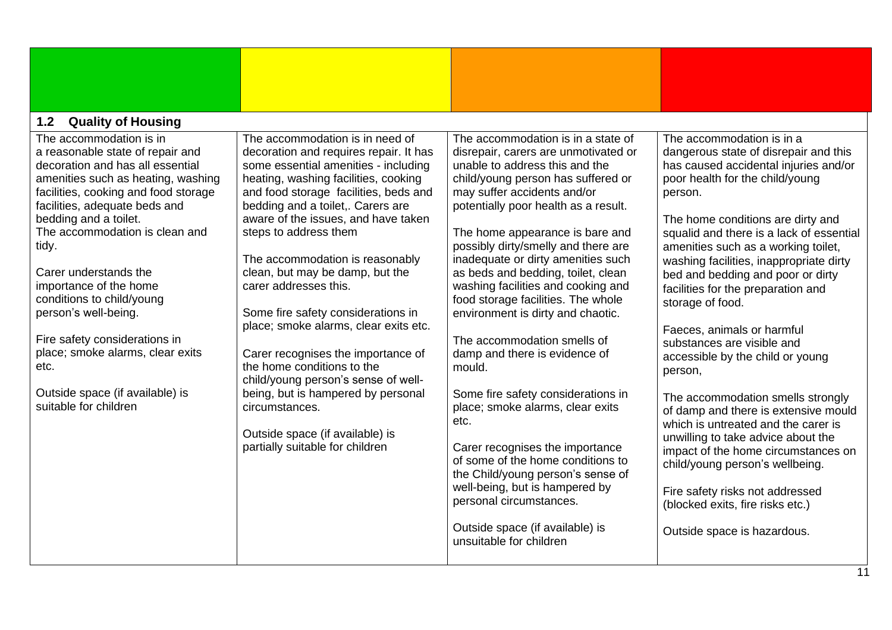| | | | |
|---|---|---|---|
| **1.2 Quality of Housing** | | | |
| The accommodation is in a reasonable state of repair and decoration and has all essential amenities such as heating, washing facilities, cooking and food storage facilities, adequate beds and bedding and a toilet.<br>The accommodation is clean and tidy.<br><br>Carer understands the importance of the home conditions to child/young person's well-being.<br><br>Fire safety considerations in place; smoke alarms, clear exits etc.<br><br>Outside space (if available) is suitable for children | The accommodation is in need of decoration and requires repair. It has some essential amenities - including heating, washing facilities, cooking and food storage facilities, beds and bedding and a toilet,. Carers are aware of the issues, and have taken steps to address them<br><br>The accommodation is reasonably clean, but may be damp, but the carer addresses this.<br><br>Some fire safety considerations in place; smoke alarms, clear exits etc.<br><br>Carer recognises the importance of the home conditions to the child/young person's sense of well-being, but is hampered by personal circumstances.<br><br>Outside space (if available) is partially suitable for children | The accommodation is in a state of disrepair, carers are unmotivated or unable to address this and the child/young person has suffered or may suffer accidents and/or potentially poor health as a result.<br><br>The home appearance is bare and possibly dirty/smelly and there are inadequate or dirty amenities such as beds and bedding, toilet, clean washing facilities and cooking and food storage facilities. The whole environment is dirty and chaotic.<br><br>The accommodation smells of damp and there is evidence of mould.<br><br>Some fire safety considerations in place; smoke alarms, clear exits etc.<br><br>Carer recognises the importance of some of the home conditions to the Child/young person's sense of well-being, but is hampered by personal circumstances.<br><br>Outside space (if available) is unsuitable for children | The accommodation is in a dangerous state of disrepair and this has caused accidental injuries and/or poor health for the child/young person.<br><br>The home conditions are dirty and squalid and there is a lack of essential amenities such as a working toilet, washing facilities, inappropriate dirty bed and bedding and poor or dirty facilities for the preparation and storage of food.<br><br>Faeces, animals or harmful substances are visible and accessible by the child or young person,<br><br>The accommodation smells strongly of damp and there is extensive mould which is untreated and the carer is unwilling to take advice about the impact of the home circumstances on child/young person's wellbeing.<br><br>Fire safety risks not addressed (blocked exits, fire risks etc.)<br><br>Outside space is hazardous. |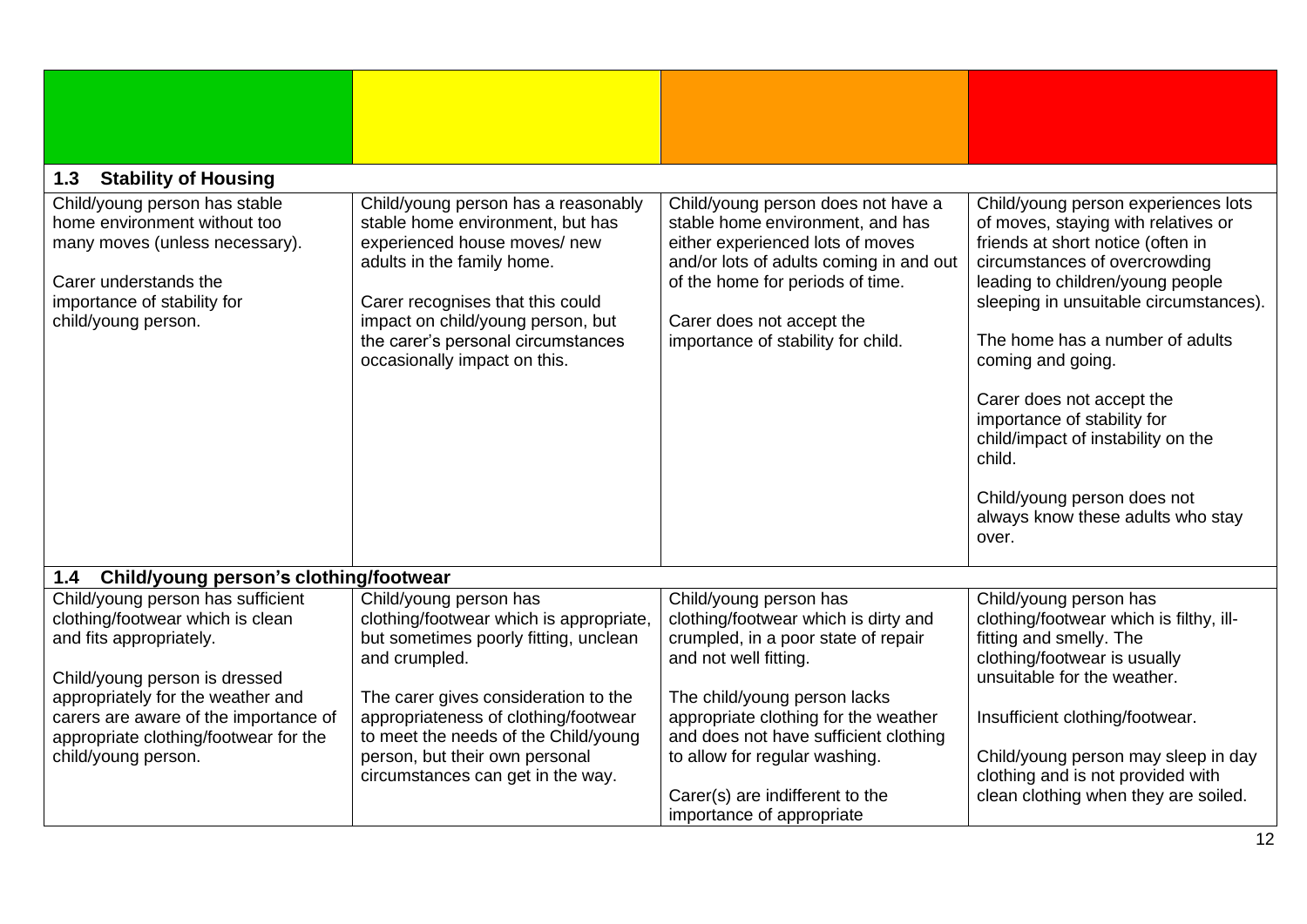| | | | |
|---|---|---|---|
| **1.3 Stability of Housing** | | | |
| Child/young person has stable home environment without too many moves (unless necessary).<br><br>Carer understands the importance of stability for child/young person. | Child/young person has a reasonably stable home environment, but has experienced house moves/ new adults in the family home.<br><br>Carer recognises that this could impact on child/young person, but the carer's personal circumstances occasionally impact on this. | Child/young person does not have a stable home environment, and has either experienced lots of moves and/or lots of adults coming in and out of the home for periods of time.<br><br>Carer does not accept the importance of stability for child. | Child/young person experiences lots of moves, staying with relatives or friends at short notice (often in circumstances of overcrowding leading to children/young people sleeping in unsuitable circumstances).<br><br>The home has a number of adults coming and going.<br><br>Carer does not accept the importance of stability for child/impact of instability on the child.<br><br>Child/young person does not always know these adults who stay over. |
| **1.4 Child/young person's clothing/footwear** | | | |
| Child/young person has sufficient clothing/footwear which is clean and fits appropriately.<br><br>Child/young person is dressed appropriately for the weather and carers are aware of the importance of appropriate clothing/footwear for the child/young person. | Child/young person has clothing/footwear which is appropriate, but sometimes poorly fitting, unclean and crumpled.<br><br>The carer gives consideration to the appropriateness of clothing/footwear to meet the needs of the Child/young person, but their own personal circumstances can get in the way. | Child/young person has clothing/footwear which is dirty and crumpled, in a poor state of repair and not well fitting.<br><br>The child/young person lacks appropriate clothing for the weather and does not have sufficient clothing to allow for regular washing.<br><br>Carer(s) are indifferent to the importance of appropriate | Child/young person has clothing/footwear which is filthy, ill-fitting and smelly. The clothing/footwear is usually unsuitable for the weather.<br><br>Insufficient clothing/footwear.<br><br>Child/young person may sleep in day clothing and is not provided with clean clothing when they are soiled. |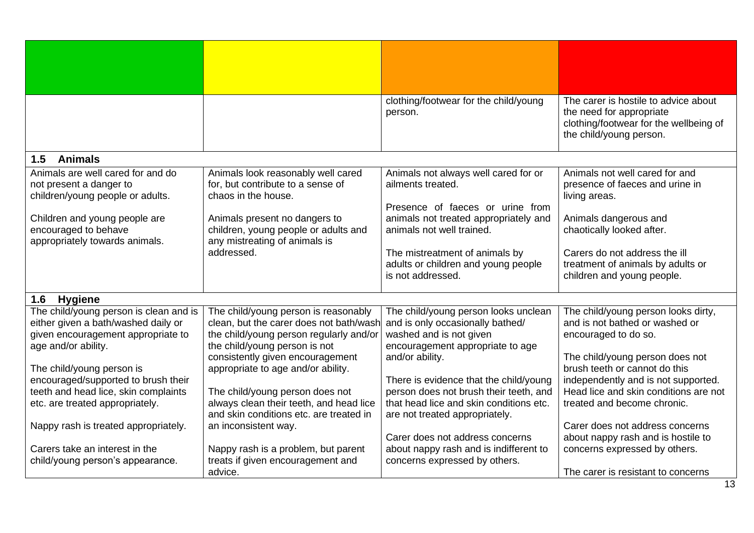| | | | |
|---|---|---|---|
| | | clothing/footwear for the child/young person. | The carer is hostile to advice about the need for appropriate clothing/footwear for the wellbeing of the child/young person. |
| **1.5 Animals** | | | |
| Animals are well cared for and do not present a danger to children/young people or adults.<br><br>Children and young people are encouraged to behave appropriately towards animals. | Animals look reasonably well cared for, but contribute to a sense of chaos in the house.<br><br>Animals present no dangers to children, young people or adults and any mistreating of animals is addressed. | Animals not always well cared for or ailments treated.<br><br>Presence of faeces or urine from animals not treated appropriately and animals not well trained.<br><br>The mistreatment of animals by adults or children and young people is not addressed. | Animals not well cared for and presence of faeces and urine in living areas.<br><br>Animals dangerous and chaotically looked after.<br><br>Carers do not address the ill treatment of animals by adults or children and young people. |
| **1.6 Hygiene** | | | |
| The child/young person is clean and is either given a bath/washed daily or given encouragement appropriate to age and/or ability.<br><br>The child/young person is encouraged/supported to brush their teeth and head lice, skin complaints etc. are treated appropriately.<br><br>Nappy rash is treated appropriately.<br><br>Carers take an interest in the child/young person's appearance. | The child/young person is reasonably clean, but the carer does not bath/wash the child/young person regularly and/or the child/young person is not consistently given encouragement appropriate to age and/or ability.<br><br>The child/young person does not always clean their teeth, and head lice and skin conditions etc. are treated in an inconsistent way.<br><br>Nappy rash is a problem, but parent treats if given encouragement and advice. | The child/young person looks unclean and is only occasionally bathed/ washed and is not given encouragement appropriate to age and/or ability.<br><br>There is evidence that the child/young person does not brush their teeth, and that head lice and skin conditions etc. are not treated appropriately.<br><br>Carer does not address concerns about nappy rash and is indifferent to concerns expressed by others. | The child/young person looks dirty, and is not bathed or washed or encouraged to do so.<br><br>The child/young person does not brush teeth or cannot do this independently and is not supported. Head lice and skin conditions are not treated and become chronic.<br><br>Carer does not address concerns about nappy rash and is hostile to concerns expressed by others.<br><br>The carer is resistant to concerns |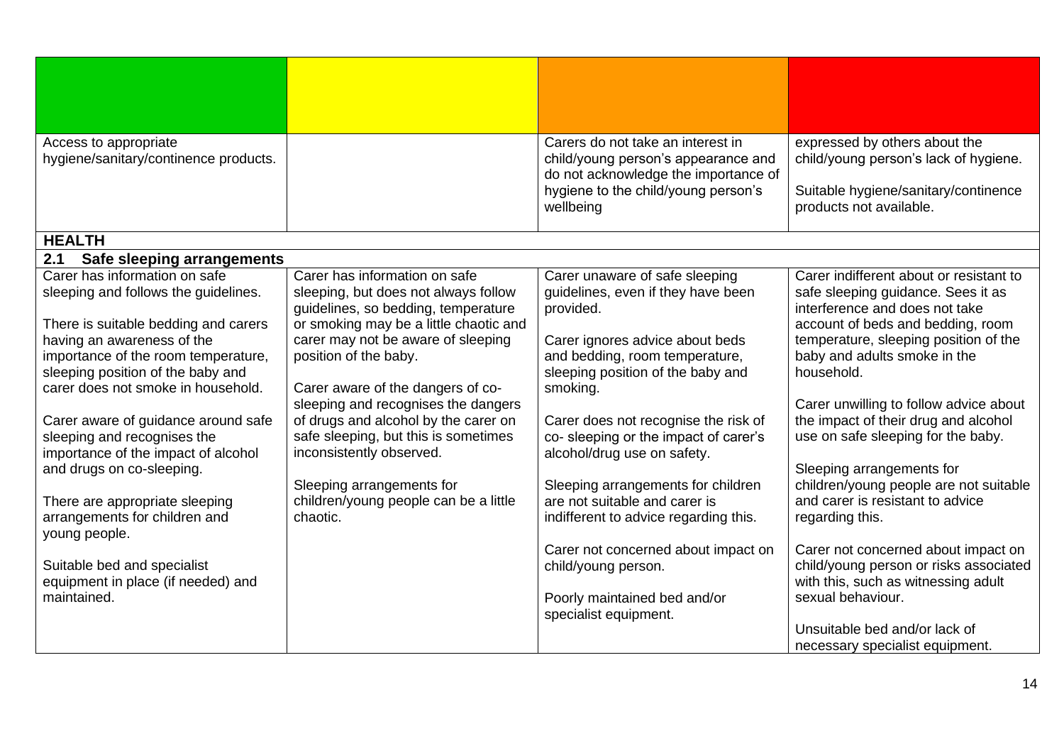| | | | |
|---|---|---|---|
| Access to appropriate hygiene/sanitary/continence products. | | Carers do not take an interest in child/young person's appearance and do not acknowledge the importance of hygiene to the child/young person's wellbeing | expressed by others about the child/young person's lack of hygiene.<br><br>Suitable hygiene/sanitary/continence products not available. |
| **HEALTH** | | | |
| **2.1 Safe sleeping arrangements** | | | |
| Carer has information on safe sleeping and follows the guidelines.<br><br>There is suitable bedding and carers having an awareness of the importance of the room temperature, sleeping position of the baby and carer does not smoke in household.<br><br>Carer aware of guidance around safe sleeping and recognises the importance of the impact of alcohol and drugs on co-sleeping.<br><br>There are appropriate sleeping arrangements for children and young people.<br><br>Suitable bed and specialist equipment in place (if needed) and maintained. | Carer has information on safe sleeping, but does not always follow guidelines, so bedding, temperature or smoking may be a little chaotic and carer may not be aware of sleeping position of the baby.<br><br>Carer aware of the dangers of co-sleeping and recognises the dangers of drugs and alcohol by the carer on safe sleeping, but this is sometimes inconsistently observed.<br><br>Sleeping arrangements for children/young people can be a little chaotic. | Carer unaware of safe sleeping guidelines, even if they have been provided.<br><br>Carer ignores advice about beds and bedding, room temperature, sleeping position of the baby and smoking.<br><br>Carer does not recognise the risk of co- sleeping or the impact of carer's alcohol/drug use on safety.<br><br>Sleeping arrangements for children are not suitable and carer is indifferent to advice regarding this.<br><br>Carer not concerned about impact on child/young person.<br><br>Poorly maintained bed and/or specialist equipment. | Carer indifferent about or resistant to safe sleeping guidance. Sees it as interference and does not take account of beds and bedding, room temperature, sleeping position of the baby and adults smoke in the household.<br><br>Carer unwilling to follow advice about the impact of their drug and alcohol use on safe sleeping for the baby.<br><br>Sleeping arrangements for children/young people are not suitable and carer is resistant to advice regarding this.<br><br>Carer not concerned about impact on child/young person or risks associated with this, such as witnessing adult sexual behaviour.<br><br>Unsuitable bed and/or lack of necessary specialist equipment. |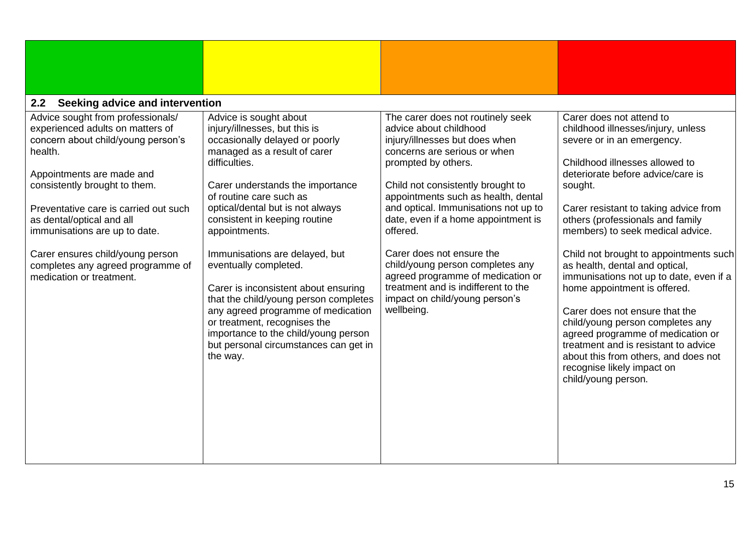| | | | |
|---|---|---|---|
| **2.2 Seeking advice and intervention** | | | |
| Advice sought from professionals/ experienced adults on matters of concern about child/young person's health.<br><br>Appointments are made and consistently brought to them.<br><br>Preventative care is carried out such as dental/optical and all immunisations are up to date.<br><br>Carer ensures child/young person completes any agreed programme of medication or treatment. | Advice is sought about injury/illnesses, but this is occasionally delayed or poorly managed as a result of carer difficulties.<br><br>Carer understands the importance of routine care such as optical/dental but is not always consistent in keeping routine appointments.<br><br>Immunisations are delayed, but eventually completed.<br><br>Carer is inconsistent about ensuring that the child/young person completes any agreed programme of medication or treatment, recognises the importance to the child/young person but personal circumstances can get in the way. | The carer does not routinely seek advice about childhood injury/illnesses but does when concerns are serious or when prompted by others.<br><br>Child not consistently brought to appointments such as health, dental and optical. Immunisations not up to date, even if a home appointment is offered.<br><br>Carer does not ensure the child/young person completes any agreed programme of medication or treatment and is indifferent to the impact on child/young person's wellbeing. | Carer does not attend to childhood illnesses/injury, unless severe or in an emergency.<br><br>Childhood illnesses allowed to deteriorate before advice/care is sought.<br><br>Carer resistant to taking advice from others (professionals and family members) to seek medical advice.<br><br>Child not brought to appointments such as health, dental and optical, immunisations not up to date, even if a home appointment is offered.<br><br>Carer does not ensure that the child/young person completes any agreed programme of medication or treatment and is resistant to advice about this from others, and does not recognise likely impact on child/young person. |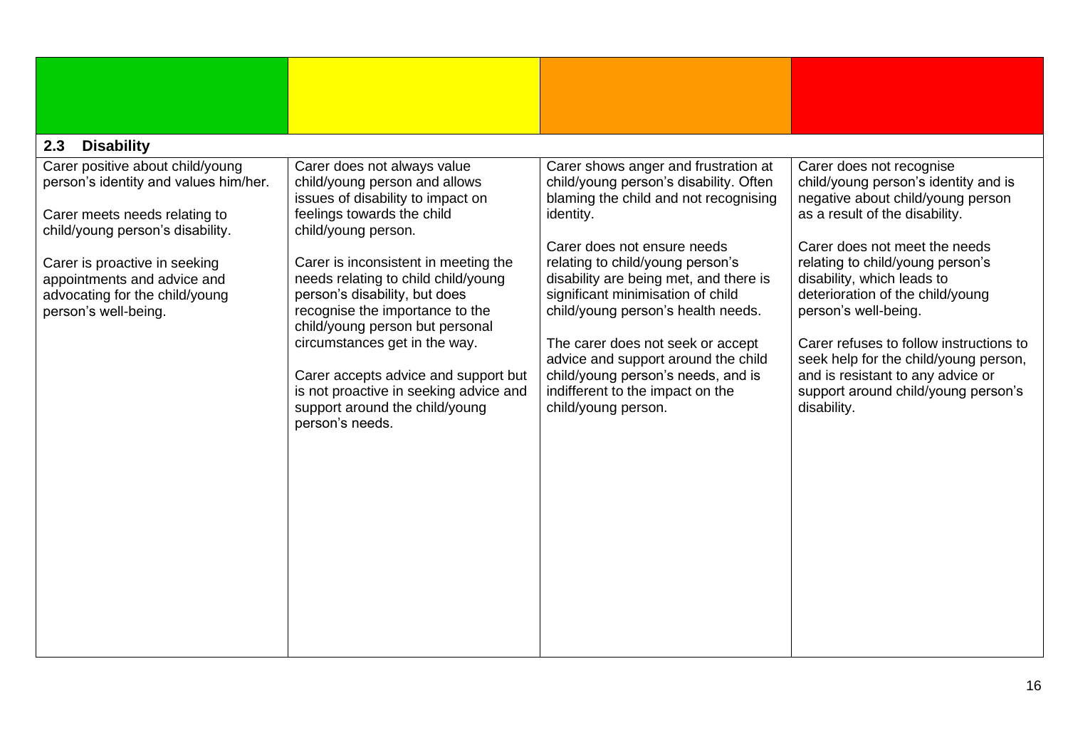## 2.3 Disability

| | | | |
|---|---|---|---|
| Carer positive about child/young person's identity and values him/her.<br><br>Carer meets needs relating to child/young person's disability.<br><br>Carer is proactive in seeking appointments and advice and advocating for the child/young person's well-being. | Carer does not always value child/young person and allows issues of disability to impact on feelings towards the child child/young person.<br><br>Carer is inconsistent in meeting the needs relating to child child/young person's disability, but does recognise the importance to the child/young person but personal circumstances get in the way.<br><br>Carer accepts advice and support but is not proactive in seeking advice and support around the child/young person's needs. | Carer shows anger and frustration at child/young person's disability. Often blaming the child and not recognising identity.<br><br>Carer does not ensure needs relating to child/young person's disability are being met, and there is significant minimisation of child child/young person's health needs.<br><br>The carer does not seek or accept advice and support around the child child/young person's needs, and is indifferent to the impact on the child/young person. | Carer does not recognise child/young person's identity and is negative about child/young person as a result of the disability.<br><br>Carer does not meet the needs relating to child/young person's disability, which leads to deterioration of the child/young person's well-being.<br><br>Carer refuses to follow instructions to seek help for the child/young person, and is resistant to any advice or support around child/young person's disability. |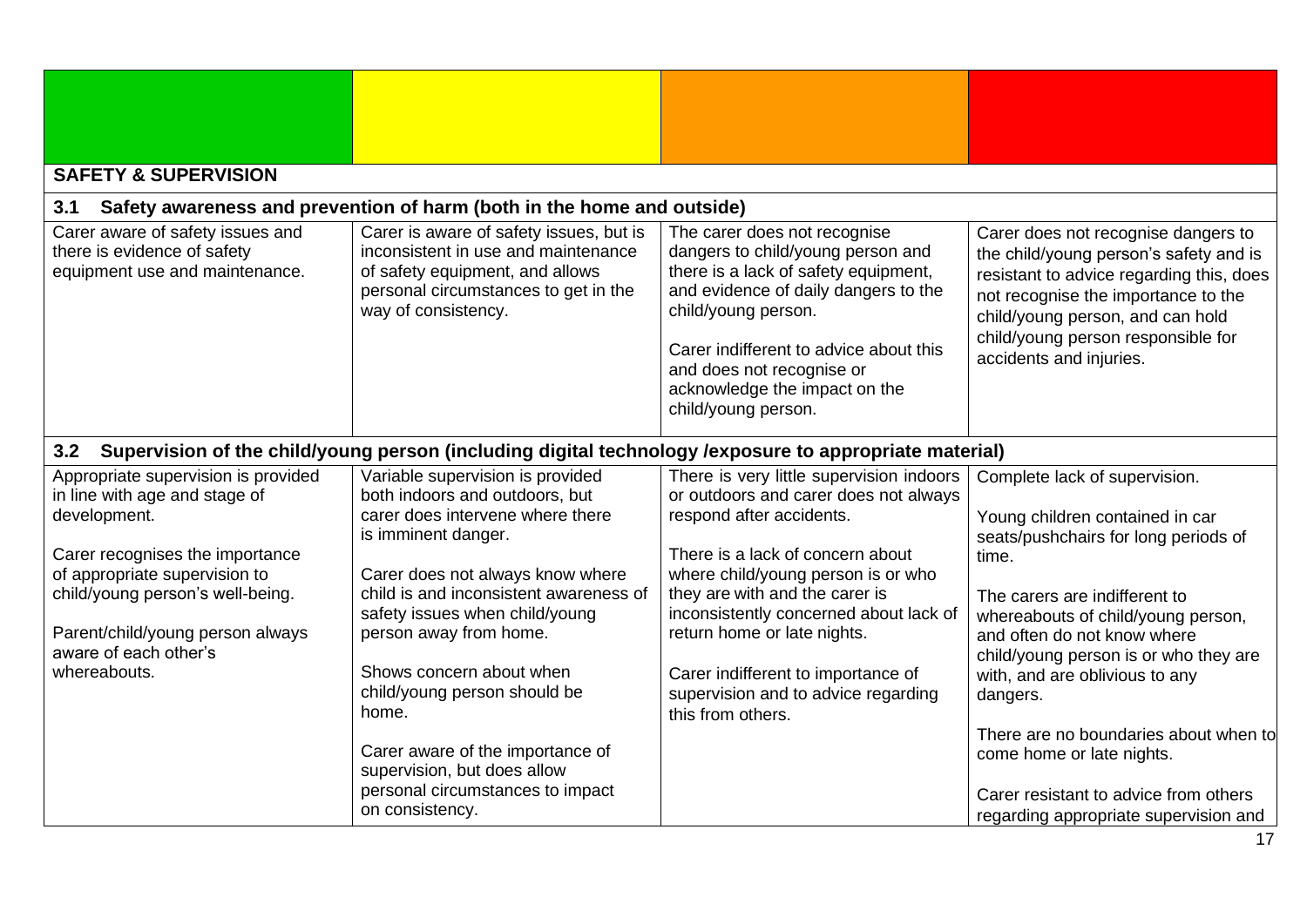| | | | |
|---|---|---|---|
| **SAFETY & SUPERVISION** | | | |
| **3.1 Safety awareness and prevention of harm (both in the home and outside)** | | | |
| Carer aware of safety issues and there is evidence of safety equipment use and maintenance. | Carer is aware of safety issues, but is inconsistent in use and maintenance of safety equipment, and allows personal circumstances to get in the way of consistency. | The carer does not recognise dangers to child/young person and there is a lack of safety equipment, and evidence of daily dangers to the child/young person.<br><br>Carer indifferent to advice about this and does not recognise or acknowledge the impact on the child/young person. | Carer does not recognise dangers to the child/young person's safety and is resistant to advice regarding this, does not recognise the importance to the child/young person, and can hold child/young person responsible for accidents and injuries. |
| **3.2 Supervision of the child/young person (including digital technology /exposure to appropriate material)** | | | |
| Appropriate supervision is provided in line with age and stage of development.<br><br>Carer recognises the importance of appropriate supervision to child/young person's well-being.<br><br>Parent/child/young person always aware of each other's whereabouts. | Variable supervision is provided both indoors and outdoors, but carer does intervene where there is imminent danger.<br><br>Carer does not always know where child is and inconsistent awareness of safety issues when child/young person away from home.<br><br>Shows concern about when child/young person should be home.<br><br>Carer aware of the importance of supervision, but does allow personal circumstances to impact on consistency. | There is very little supervision indoors or outdoors and carer does not always respond after accidents.<br><br>There is a lack of concern about where child/young person is or who they are with and the carer is inconsistently concerned about lack of return home or late nights.<br><br>Carer indifferent to importance of supervision and to advice regarding this from others. | Complete lack of supervision.<br><br>Young children contained in car seats/pushchairs for long periods of time.<br><br>The carers are indifferent to whereabouts of child/young person, and often do not know where child/young person is or who they are with, and are oblivious to any dangers.<br><br>There are no boundaries about when to come home or late nights.<br><br>Carer resistant to advice from others regarding appropriate supervision and |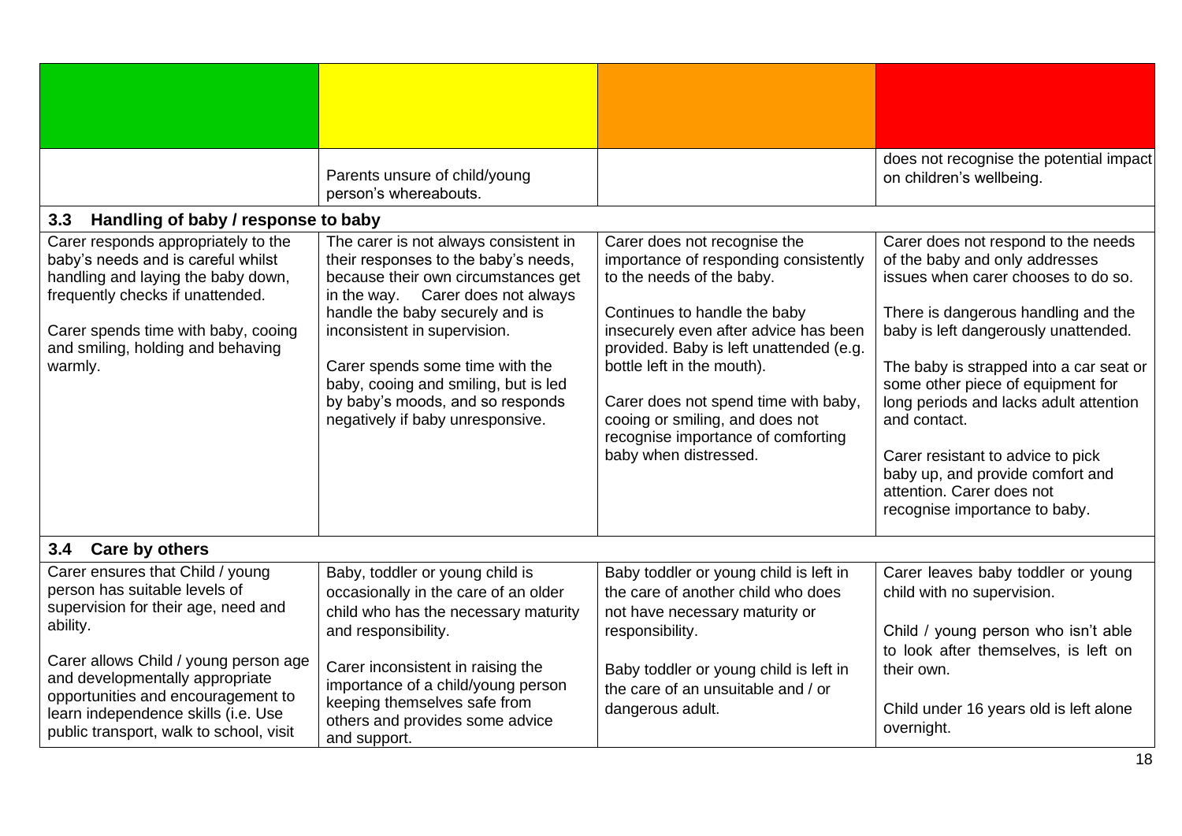| | | | |
|---|---|---|---|
| | Parents unsure of child/young person's whereabouts. | | does not recognise the potential impact on children's wellbeing. |
| **3.3 Handling of baby / response to baby** | | | |
| Carer responds appropriately to the baby's needs and is careful whilst handling and laying the baby down, frequently checks if unattended.<br><br>Carer spends time with baby, cooing and smiling, holding and behaving warmly. | The carer is not always consistent in their responses to the baby's needs, because their own circumstances get in the way. Carer does not always handle the baby securely and is inconsistent in supervision.<br><br>Carer spends some time with the baby, cooing and smiling, but is led by baby's moods, and so responds negatively if baby unresponsive. | Carer does not recognise the importance of responding consistently to the needs of the baby.<br><br>Continues to handle the baby insecurely even after advice has been provided. Baby is left unattended (e.g. bottle left in the mouth).<br><br>Carer does not spend time with baby, cooing or smiling, and does not recognise importance of comforting baby when distressed. | Carer does not respond to the needs of the baby and only addresses issues when carer chooses to do so.<br><br>There is dangerous handling and the baby is left dangerously unattended.<br><br>The baby is strapped into a car seat or some other piece of equipment for long periods and lacks adult attention and contact.<br><br>Carer resistant to advice to pick baby up, and provide comfort and attention. Carer does not recognise importance to baby. |
| **3.4 Care by others** | | | |
| Carer ensures that Child / young person has suitable levels of supervision for their age, need and ability.<br><br>Carer allows Child / young person age and developmentally appropriate opportunities and encouragement to learn independence skills (i.e. Use public transport, walk to school, visit | Baby, toddler or young child is occasionally in the care of an older child who has the necessary maturity and responsibility.<br><br>Carer inconsistent in raising the importance of a child/young person keeping themselves safe from others and provides some advice and support. | Baby toddler or young child is left in the care of another child who does not have necessary maturity or responsibility.<br><br>Baby toddler or young child is left in the care of an unsuitable and / or dangerous adult. | Carer leaves baby toddler or young child with no supervision.<br><br>Child / young person who isn't able to look after themselves, is left on their own.<br><br>Child under 16 years old is left alone overnight. |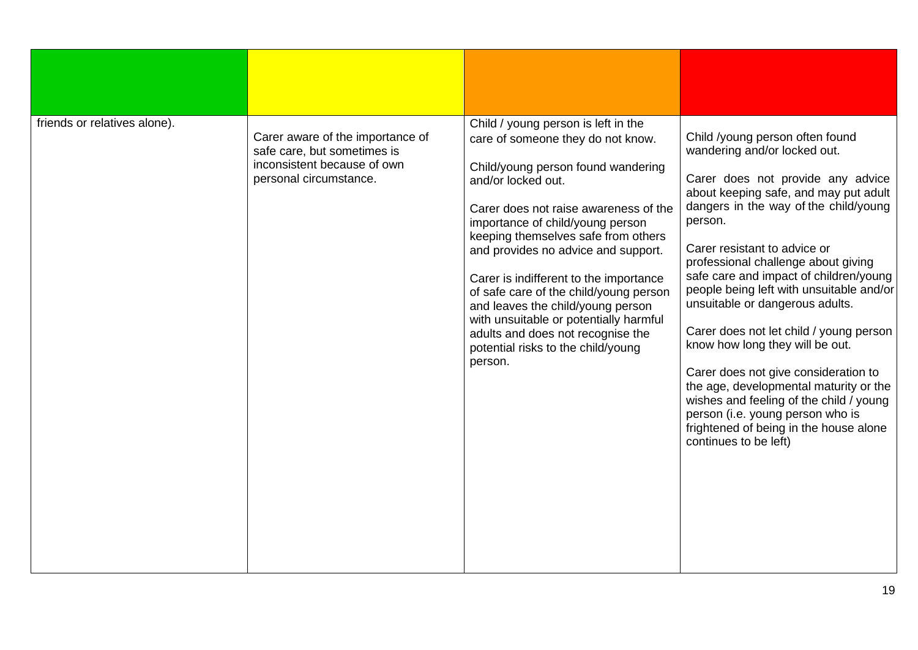| | | | |
|---|---|---|---|
| friends or relatives alone). | Carer aware of the importance of safe care, but sometimes is inconsistent because of own personal circumstance. | Child / young person is left in the care of someone they do not know.<br><br>Child/young person found wandering and/or locked out.<br><br>Carer does not raise awareness of the importance of child/young person keeping themselves safe from others and provides no advice and support.<br><br>Carer is indifferent to the importance of safe care of the child/young person and leaves the child/young person with unsuitable or potentially harmful adults and does not recognise the potential risks to the child/young person. | Child /young person often found wandering and/or locked out.<br><br>Carer does not provide any advice about keeping safe, and may put adult dangers in the way of the child/young person.<br><br>Carer resistant to advice or professional challenge about giving safe care and impact of children/young people being left with unsuitable and/or unsuitable or dangerous adults.<br><br>Carer does not let child / young person know how long they will be out.<br><br>Carer does not give consideration to the age, developmental maturity or the wishes and feeling of the child / young person (i.e. young person who is frightened of being in the house alone continues to be left) |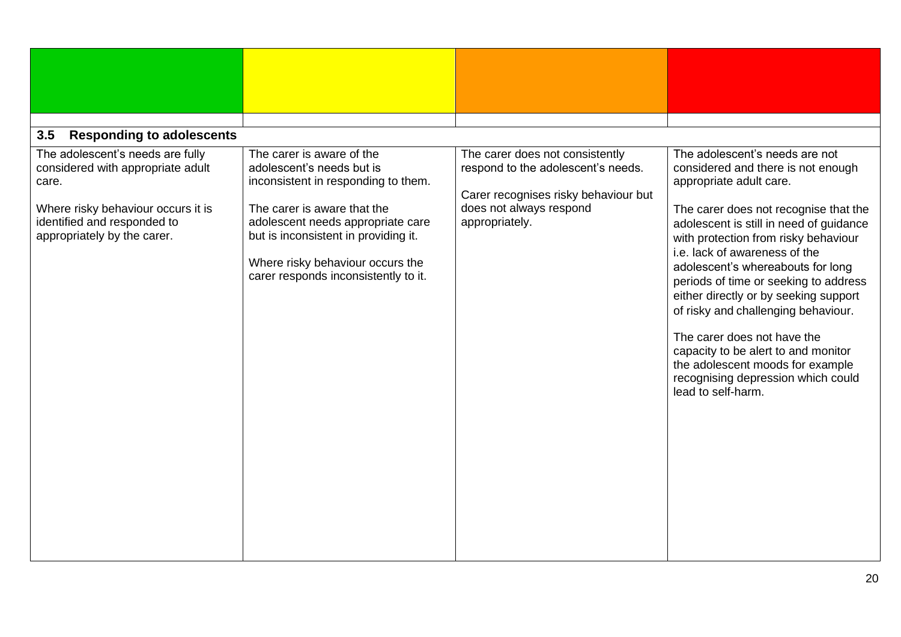| | | | |
|---|---|---|---|
| **3.5 Responding to adolescents** | | | |
| The adolescent's needs are fully considered with appropriate adult care.<br><br>Where risky behaviour occurs it is identified and responded to appropriately by the carer. | The carer is aware of the adolescent's needs but is inconsistent in responding to them.<br><br>The carer is aware that the adolescent needs appropriate care but is inconsistent in providing it.<br><br>Where risky behaviour occurs the carer responds inconsistently to it. | The carer does not consistently respond to the adolescent's needs.<br><br>Carer recognises risky behaviour but does not always respond appropriately. | The adolescent's needs are not considered and there is not enough appropriate adult care.<br><br>The carer does not recognise that the adolescent is still in need of guidance with protection from risky behaviour i.e. lack of awareness of the adolescent's whereabouts for long periods of time or seeking to address either directly or by seeking support of risky and challenging behaviour.<br><br>The carer does not have the capacity to be alert to and monitor the adolescent moods for example recognising depression which could lead to self-harm. |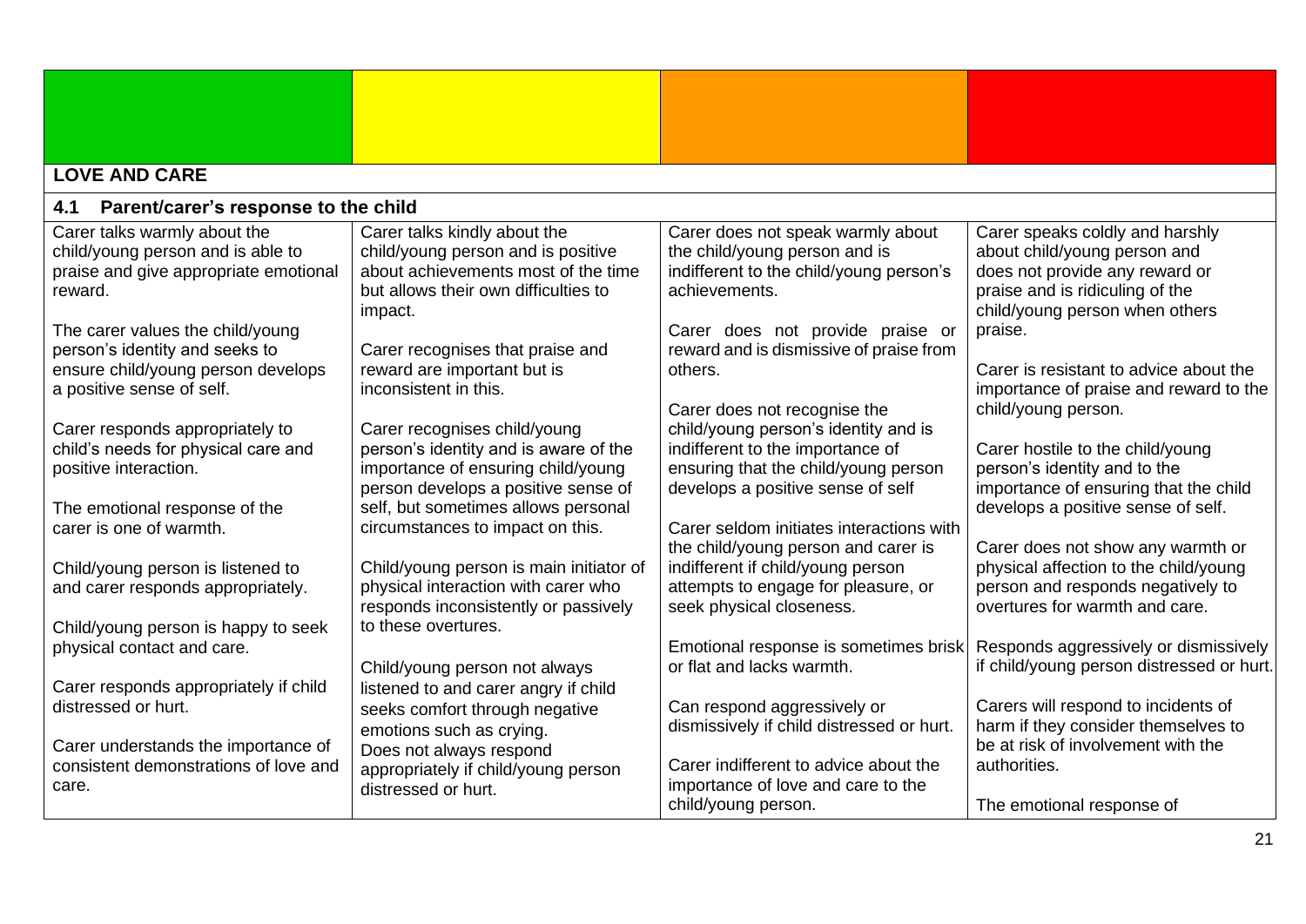| | | | |
|---|---|---|---|
| **LOVE AND CARE** | | | |
| **4.1 Parent/carer's response to the child** | | | |
| Carer talks warmly about the child/young person and is able to praise and give appropriate emotional reward.<br><br>The carer values the child/young person's identity and seeks to ensure child/young person develops a positive sense of self.<br><br>Carer responds appropriately to child's needs for physical care and positive interaction.<br><br>The emotional response of the carer is one of warmth.<br><br>Child/young person is listened to and carer responds appropriately.<br><br>Child/young person is happy to seek physical contact and care.<br><br>Carer responds appropriately if child distressed or hurt.<br><br>Carer understands the importance of consistent demonstrations of love and care. | Carer talks kindly about the child/young person and is positive about achievements most of the time but allows their own difficulties to impact.<br><br>Carer recognises that praise and reward are important but is inconsistent in this.<br><br>Carer recognises child/young person's identity and is aware of the importance of ensuring child/young person develops a positive sense of self, but sometimes allows personal circumstances to impact on this.<br><br>Child/young person is main initiator of physical interaction with carer who responds inconsistently or passively to these overtures.<br><br>Child/young person not always listened to and carer angry if child seeks comfort through negative emotions such as crying.<br>Does not always respond appropriately if child/young person distressed or hurt. | Carer does not speak warmly about the child/young person and is indifferent to the child/young person's achievements.<br><br>Carer does not provide praise or reward and is dismissive of praise from others.<br><br>Carer does not recognise the child/young person's identity and is indifferent to the importance of ensuring that the child/young person develops a positive sense of self<br><br>Carer seldom initiates interactions with the child/young person and carer is indifferent if child/young person attempts to engage for pleasure, or seek physical closeness.<br><br>Emotional response is sometimes brisk or flat and lacks warmth.<br><br>Can respond aggressively or dismissively if child distressed or hurt.<br><br>Carer indifferent to advice about the importance of love and care to the child/young person. | Carer speaks coldly and harshly about child/young person and does not provide any reward or praise and is ridiculing of the child/young person when others praise.<br><br>Carer is resistant to advice about the importance of praise and reward to the child/young person.<br><br>Carer hostile to the child/young person's identity and to the importance of ensuring that the child develops a positive sense of self.<br><br>Carer does not show any warmth or physical affection to the child/young person and responds negatively to overtures for warmth and care.<br><br>Responds aggressively or dismissively if child/young person distressed or hurt.<br><br>Carers will respond to incidents of harm if they consider themselves to be at risk of involvement with the authorities.<br><br>The emotional response of |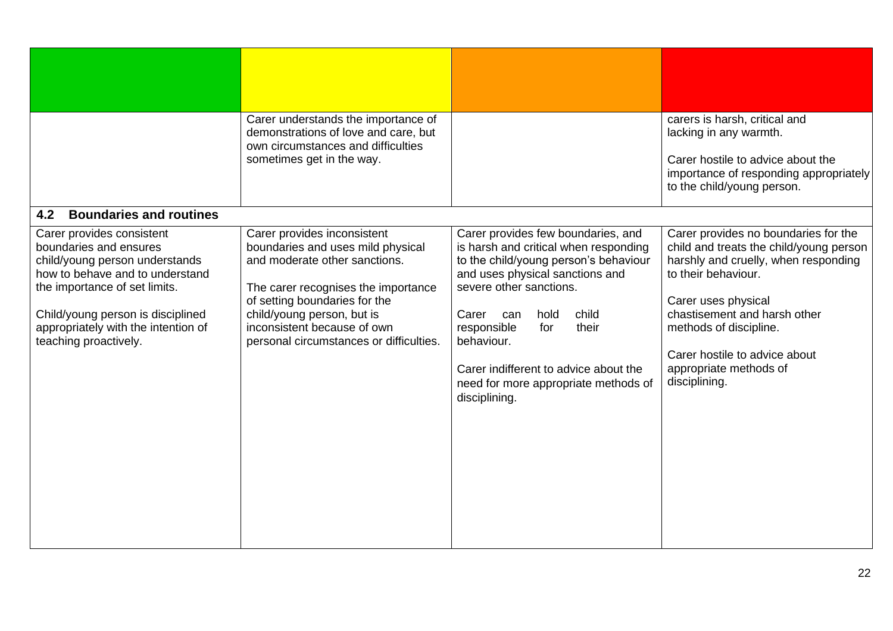| Green | Yellow | Orange | Red |
|---|---|---|---|
| | Carer understands the importance of demonstrations of love and care, but own circumstances and difficulties sometimes get in the way. | | carers is harsh, critical and lacking in any warmth.<br><br>Carer hostile to advice about the importance of responding appropriately to the child/young person. |
| **4.2 Boundaries and routines** | | | |
| Carer provides consistent boundaries and ensures child/young person understands how to behave and to understand the importance of set limits.<br><br>Child/young person is disciplined appropriately with the intention of teaching proactively. | Carer provides inconsistent boundaries and uses mild physical and moderate other sanctions.<br><br>The carer recognises the importance of setting boundaries for the child/young person, but is inconsistent because of own personal circumstances or difficulties. | Carer provides few boundaries, and is harsh and critical when responding to the child/young person's behaviour and uses physical sanctions and severe other sanctions.<br><br>Carer can hold child responsible for their behaviour.<br><br>Carer indifferent to advice about the need for more appropriate methods of disciplining. | Carer provides no boundaries for the child and treats the child/young person harshly and cruelly, when responding to their behaviour.<br><br>Carer uses physical chastisement and harsh other methods of discipline.<br><br>Carer hostile to advice about appropriate methods of disciplining. |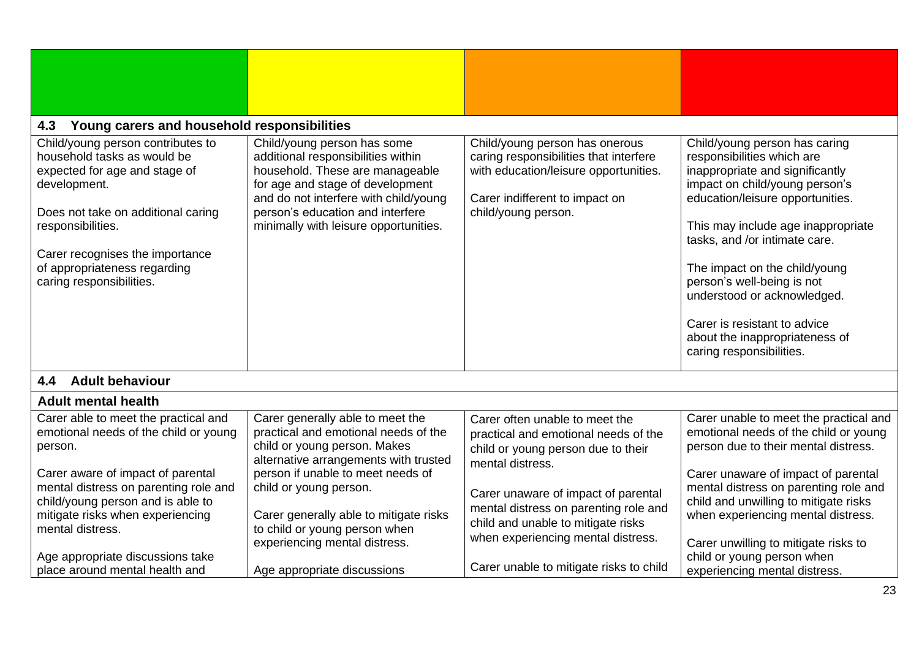| | | | |
|---|---|---|---|
| **4.3 Young carers and household responsibilities** | | | |
| Child/young person contributes to household tasks as would be expected for age and stage of development.<br><br>Does not take on additional caring responsibilities.<br><br>Carer recognises the importance of appropriateness regarding caring responsibilities. | Child/young person has some additional responsibilities within household. These are manageable for age and stage of development and do not interfere with child/young person's education and interfere minimally with leisure opportunities. | Child/young person has onerous caring responsibilities that interfere with education/leisure opportunities.<br><br>Carer indifferent to impact on child/young person. | Child/young person has caring responsibilities which are inappropriate and significantly impact on child/young person's education/leisure opportunities.<br><br>This may include age inappropriate tasks, and /or intimate care.<br><br>The impact on the child/young person's well-being is not understood or acknowledged.<br><br>Carer is resistant to advice about the inappropriateness of caring responsibilities. |
| **4.4 Adult behaviour** | | | |
| **Adult mental health** | | | |
| Carer able to meet the practical and emotional needs of the child or young person.<br><br>Carer aware of impact of parental mental distress on parenting role and child/young person and is able to mitigate risks when experiencing mental distress.<br><br>Age appropriate discussions take place around mental health and | Carer generally able to meet the practical and emotional needs of the child or young person. Makes alternative arrangements with trusted person if unable to meet needs of child or young person.<br><br>Carer generally able to mitigate risks to child or young person when experiencing mental distress.<br><br>Age appropriate discussions | Carer often unable to meet the practical and emotional needs of the child or young person due to their mental distress.<br><br>Carer unaware of impact of parental mental distress on parenting role and child and unable to mitigate risks when experiencing mental distress.<br><br>Carer unable to mitigate risks to child | Carer unable to meet the practical and emotional needs of the child or young person due to their mental distress.<br><br>Carer unaware of impact of parental mental distress on parenting role and child and unwilling to mitigate risks when experiencing mental distress.<br><br>Carer unwilling to mitigate risks to child or young person when experiencing mental distress. |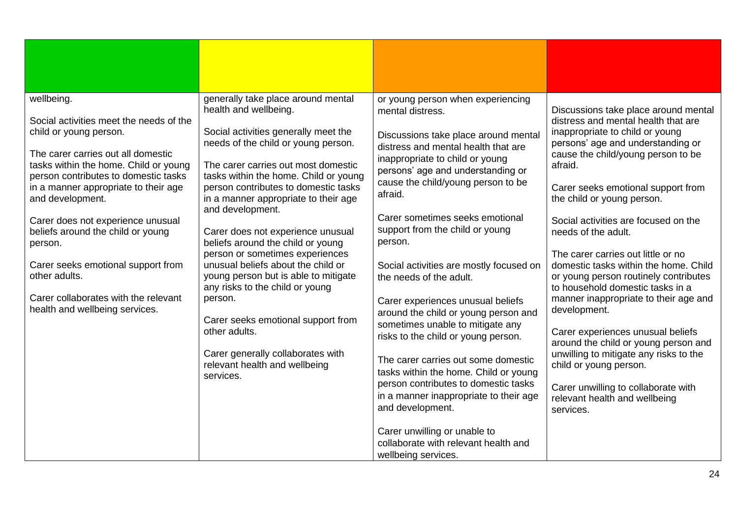| | | | |
|---|---|---|---|
| wellbeing.<br><br>Social activities meet the needs of the child or young person.<br><br>The carer carries out all domestic tasks within the home. Child or young person contributes to domestic tasks in a manner appropriate to their age and development.<br><br>Carer does not experience unusual beliefs around the child or young person.<br><br>Carer seeks emotional support from other adults.<br><br>Carer collaborates with the relevant health and wellbeing services. | generally take place around mental health and wellbeing.<br><br>Social activities generally meet the needs of the child or young person.<br><br>The carer carries out most domestic tasks within the home. Child or young person contributes to domestic tasks in a manner appropriate to their age and development.<br><br>Carer does not experience unusual beliefs around the child or young person or sometimes experiences unusual beliefs about the child or young person but is able to mitigate any risks to the child or young person.<br><br>Carer seeks emotional support from other adults.<br><br>Carer generally collaborates with relevant health and wellbeing services. | or young person when experiencing mental distress.<br><br>Discussions take place around mental distress and mental health that are inappropriate to child or young persons' age and understanding or cause the child/young person to be afraid.<br><br>Carer sometimes seeks emotional support from the child or young person.<br><br>Social activities are mostly focused on the needs of the adult.<br><br>Carer experiences unusual beliefs around the child or young person and sometimes unable to mitigate any risks to the child or young person.<br><br>The carer carries out some domestic tasks within the home. Child or young person contributes to domestic tasks in a manner inappropriate to their age and development.<br><br>Carer unwilling or unable to collaborate with relevant health and wellbeing services. | Discussions take place around mental distress and mental health that are inappropriate to child or young persons' age and understanding or cause the child/young person to be afraid.<br><br>Carer seeks emotional support from the child or young person.<br><br>Social activities are focused on the needs of the adult.<br><br>The carer carries out little or no domestic tasks within the home. Child or young person routinely contributes to household domestic tasks in a manner inappropriate to their age and development.<br><br>Carer experiences unusual beliefs around the child or young person and unwilling to mitigate any risks to the child or young person.<br><br>Carer unwilling to collaborate with relevant health and wellbeing services. |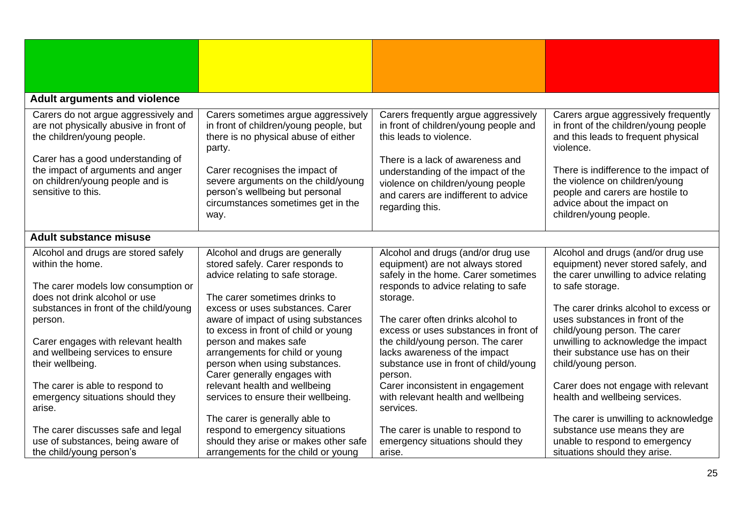| | | | |
|---|---|---|---|
| **Adult arguments and violence** | | | |
| Carers do not argue aggressively and are not physically abusive in front of the children/young people.<br><br>Carer has a good understanding of the impact of arguments and anger on children/young people and is sensitive to this. | Carers sometimes argue aggressively in front of children/young people, but there is no physical abuse of either party.<br><br>Carer recognises the impact of severe arguments on the child/young person's wellbeing but personal circumstances sometimes get in the way. | Carers frequently argue aggressively in front of children/young people and this leads to violence.<br><br>There is a lack of awareness and understanding of the impact of the violence on children/young people and carers are indifferent to advice regarding this. | Carers argue aggressively frequently in front of the children/young people and this leads to frequent physical violence.<br><br>There is indifference to the impact of the violence on children/young people and carers are hostile to advice about the impact on children/young people. |
| **Adult substance misuse** | | | |
| Alcohol and drugs are stored safely within the home.<br><br>The carer models low consumption or does not drink alcohol or use substances in front of the child/young person.<br><br>Carer engages with relevant health and wellbeing services to ensure their wellbeing.<br><br>The carer is able to respond to emergency situations should they arise.<br><br>The carer discusses safe and legal use of substances, being aware of the child/young person's | Alcohol and drugs are generally stored safely. Carer responds to advice relating to safe storage.<br><br>The carer sometimes drinks to excess or uses substances. Carer aware of impact of using substances to excess in front of child or young person and makes safe arrangements for child or young person when using substances. Carer generally engages with relevant health and wellbeing services to ensure their wellbeing.<br><br>The carer is generally able to respond to emergency situations should they arise or makes other safe arrangements for the child or young | Alcohol and drugs (and/or drug use equipment) are not always stored safely in the home. Carer sometimes responds to advice relating to safe storage.<br><br>The carer often drinks alcohol to excess or uses substances in front of the child/young person. The carer lacks awareness of the impact substance use in front of child/young person.<br>Carer inconsistent in engagement with relevant health and wellbeing services.<br><br>The carer is unable to respond to emergency situations should they arise. | Alcohol and drugs (and/or drug use equipment) never stored safely, and the carer unwilling to advice relating to safe storage.<br><br>The carer drinks alcohol to excess or uses substances in front of the child/young person. The carer unwilling to acknowledge the impact their substance use has on their child/young person.<br><br>Carer does not engage with relevant health and wellbeing services.<br><br>The carer is unwilling to acknowledge substance use means they are unable to respond to emergency situations should they arise. |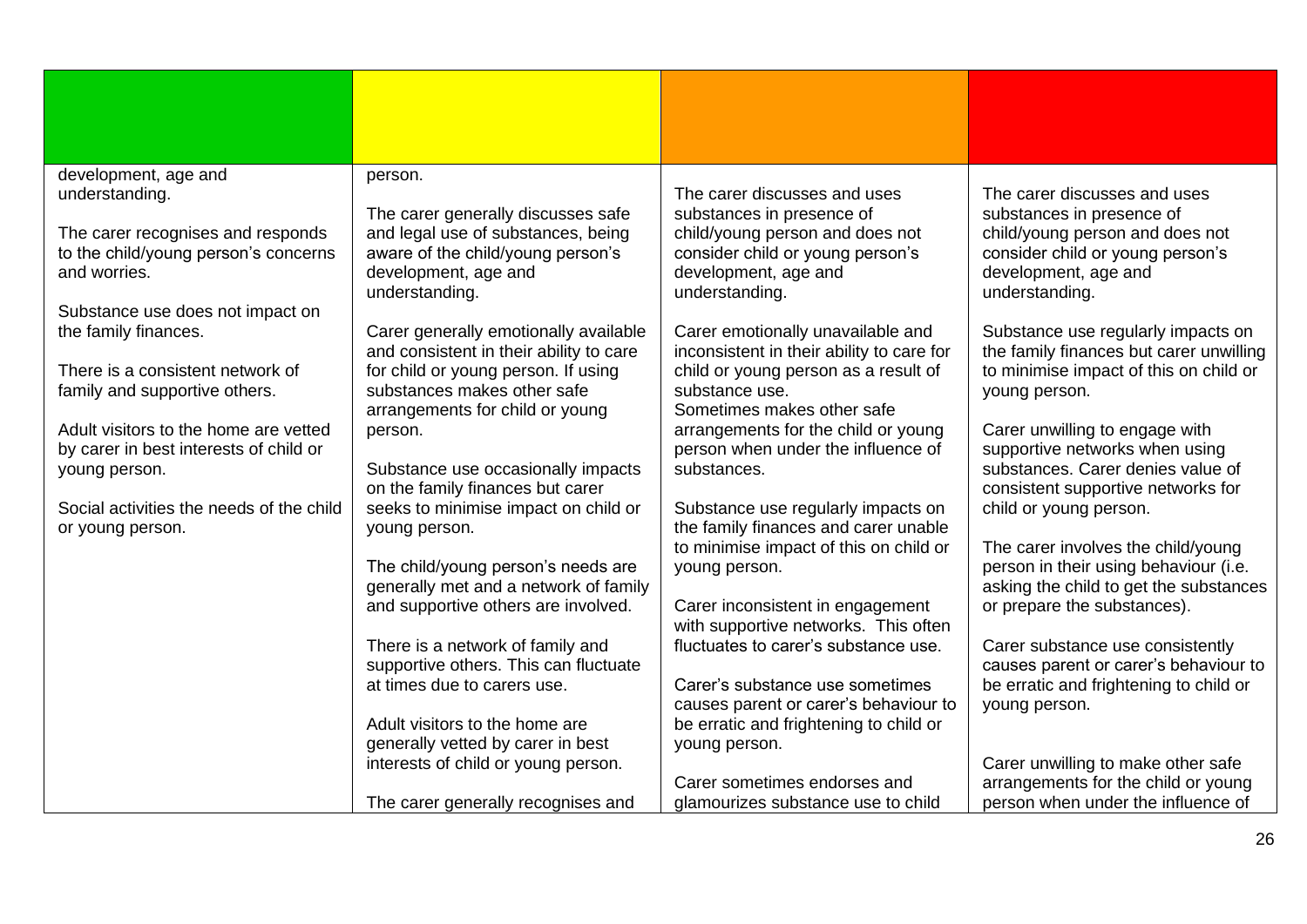| | | | |
|---|---|---|---|
| development, age and understanding.<br><br>The carer recognises and responds to the child/young person's concerns and worries.<br><br>Substance use does not impact on the family finances.<br><br>There is a consistent network of family and supportive others.<br><br>Adult visitors to the home are vetted by carer in best interests of child or young person.<br><br>Social activities the needs of the child or young person. | person.<br><br>The carer generally discusses safe and legal use of substances, being aware of the child/young person's development, age and understanding.<br><br>Carer generally emotionally available and consistent in their ability to care for child or young person. If using substances makes other safe arrangements for child or young person.<br><br>Substance use occasionally impacts on the family finances but carer seeks to minimise impact on child or young person.<br><br>The child/young person's needs are generally met and a network of family and supportive others are involved.<br><br>There is a network of family and supportive others. This can fluctuate at times due to carers use.<br><br>Adult visitors to the home are generally vetted by carer in best interests of child or young person.<br><br>The carer generally recognises and | The carer discusses and uses substances in presence of child/young person and does not consider child or young person's development, age and understanding.<br><br>Carer emotionally unavailable and inconsistent in their ability to care for child or young person as a result of substance use.<br>Sometimes makes other safe arrangements for the child or young person when under the influence of substances.<br><br>Substance use regularly impacts on the family finances and carer unable to minimise impact of this on child or young person.<br><br>Carer inconsistent in engagement with supportive networks. This often fluctuates to carer's substance use.<br><br>Carer's substance use sometimes causes parent or carer's behaviour to be erratic and frightening to child or young person.<br><br>Carer sometimes endorses and glamourizes substance use to child | The carer discusses and uses substances in presence of child/young person and does not consider child or young person's development, age and understanding.<br><br>Substance use regularly impacts on the family finances but carer unwilling to minimise impact of this on child or young person.<br><br>Carer unwilling to engage with supportive networks when using substances. Carer denies value of consistent supportive networks for child or young person.<br><br>The carer involves the child/young person in their using behaviour (i.e. asking the child to get the substances or prepare the substances).<br><br>Carer substance use consistently causes parent or carer's behaviour to be erratic and frightening to child or young person.<br><br>Carer unwilling to make other safe arrangements for the child or young person when under the influence of |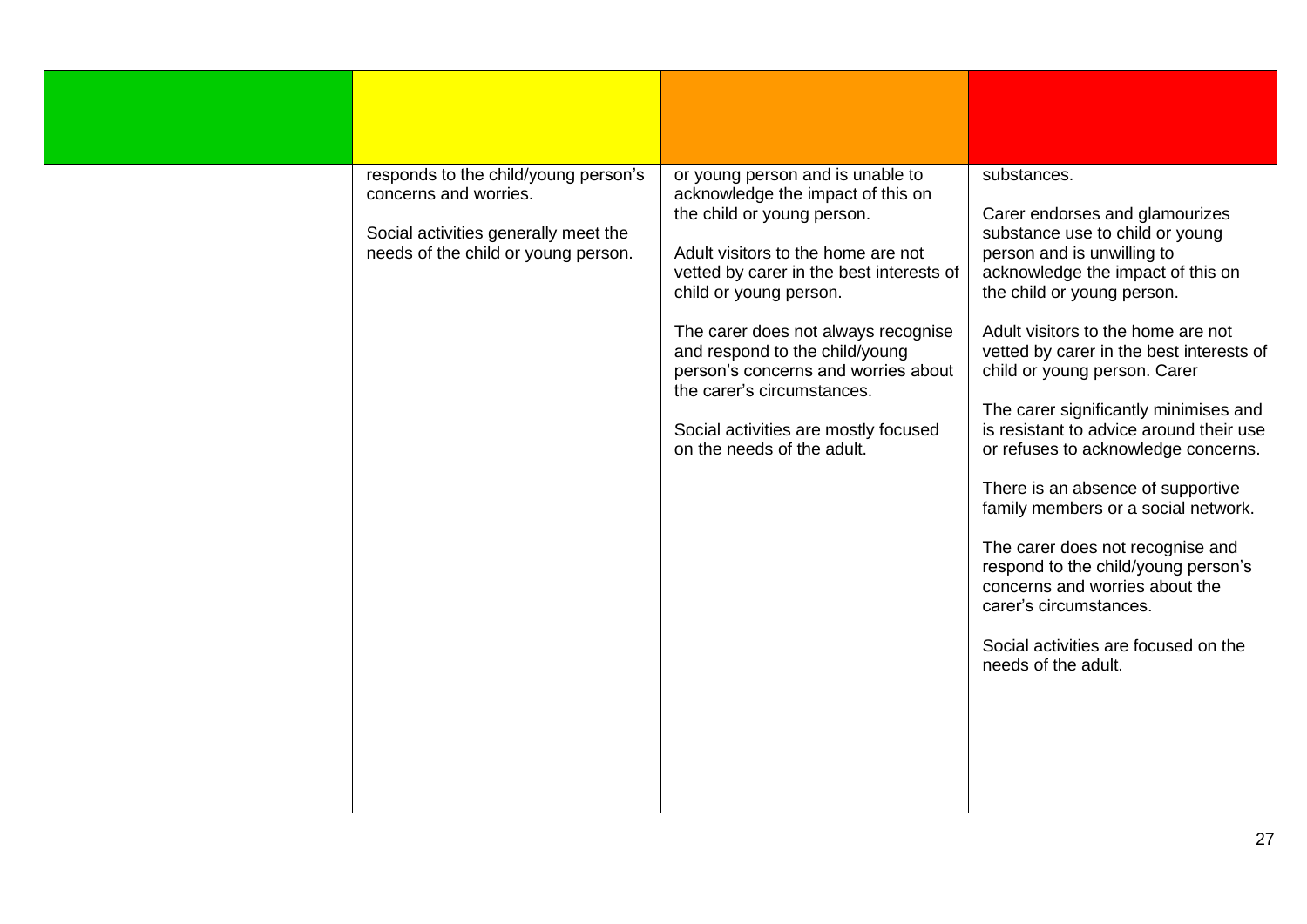| | | | |
|---|---|---|---|
| | responds to the child/young person's concerns and worries.<br><br>Social activities generally meet the needs of the child or young person. | or young person and is unable to acknowledge the impact of this on the child or young person.<br><br>Adult visitors to the home are not vetted by carer in the best interests of child or young person.<br><br>The carer does not always recognise and respond to the child/young person's concerns and worries about the carer's circumstances.<br><br>Social activities are mostly focused on the needs of the adult. | substances.<br><br>Carer endorses and glamourizes substance use to child or young person and is unwilling to acknowledge the impact of this on the child or young person.<br><br>Adult visitors to the home are not vetted by carer in the best interests of child or young person. Carer<br><br>The carer significantly minimises and is resistant to advice around their use or refuses to acknowledge concerns.<br><br>There is an absence of supportive family members or a social network.<br><br>The carer does not recognise and respond to the child/young person's concerns and worries about the carer's circumstances.<br><br>Social activities are focused on the needs of the adult. |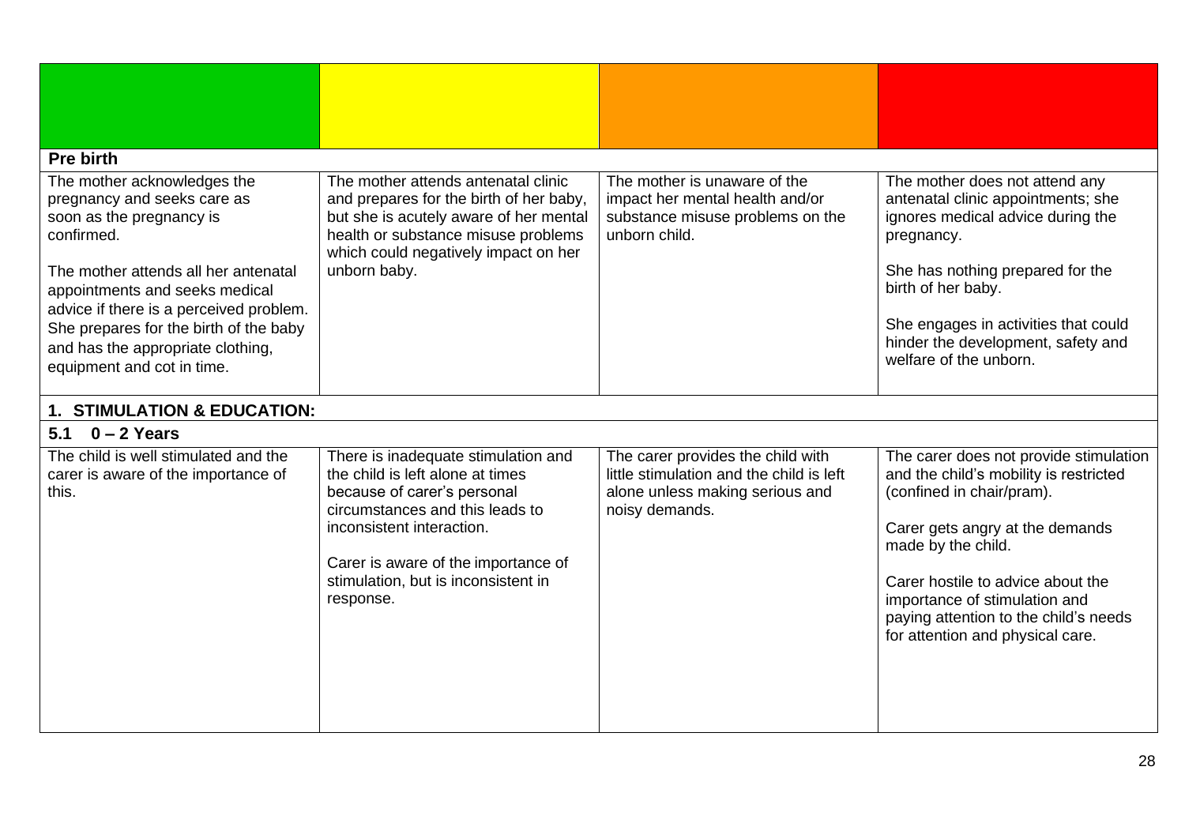| | | | |
|---|---|---|---|
| **Pre birth** | | | |
| The mother acknowledges the pregnancy and seeks care as soon as the pregnancy is confirmed.<br><br>The mother attends all her antenatal appointments and seeks medical advice if there is a perceived problem. She prepares for the birth of the baby and has the appropriate clothing, equipment and cot in time. | The mother attends antenatal clinic and prepares for the birth of her baby, but she is acutely aware of her mental health or substance misuse problems which could negatively impact on her unborn baby. | The mother is unaware of the impact her mental health and/or substance misuse problems on the unborn child. | The mother does not attend any antenatal clinic appointments; she ignores medical advice during the pregnancy.<br><br>She has nothing prepared for the birth of her baby.<br><br>She engages in activities that could hinder the development, safety and welfare of the unborn. |
| **1. STIMULATION & EDUCATION:** | | | |
| **5.1 0 – 2 Years** | | | |
| The child is well stimulated and the carer is aware of the importance of this. | There is inadequate stimulation and the child is left alone at times because of carer's personal circumstances and this leads to inconsistent interaction.<br><br>Carer is aware of the importance of stimulation, but is inconsistent in response. | The carer provides the child with little stimulation and the child is left alone unless making serious and noisy demands. | The carer does not provide stimulation and the child's mobility is restricted (confined in chair/pram).<br><br>Carer gets angry at the demands made by the child.<br><br>Carer hostile to advice about the importance of stimulation and paying attention to the child's needs for attention and physical care. |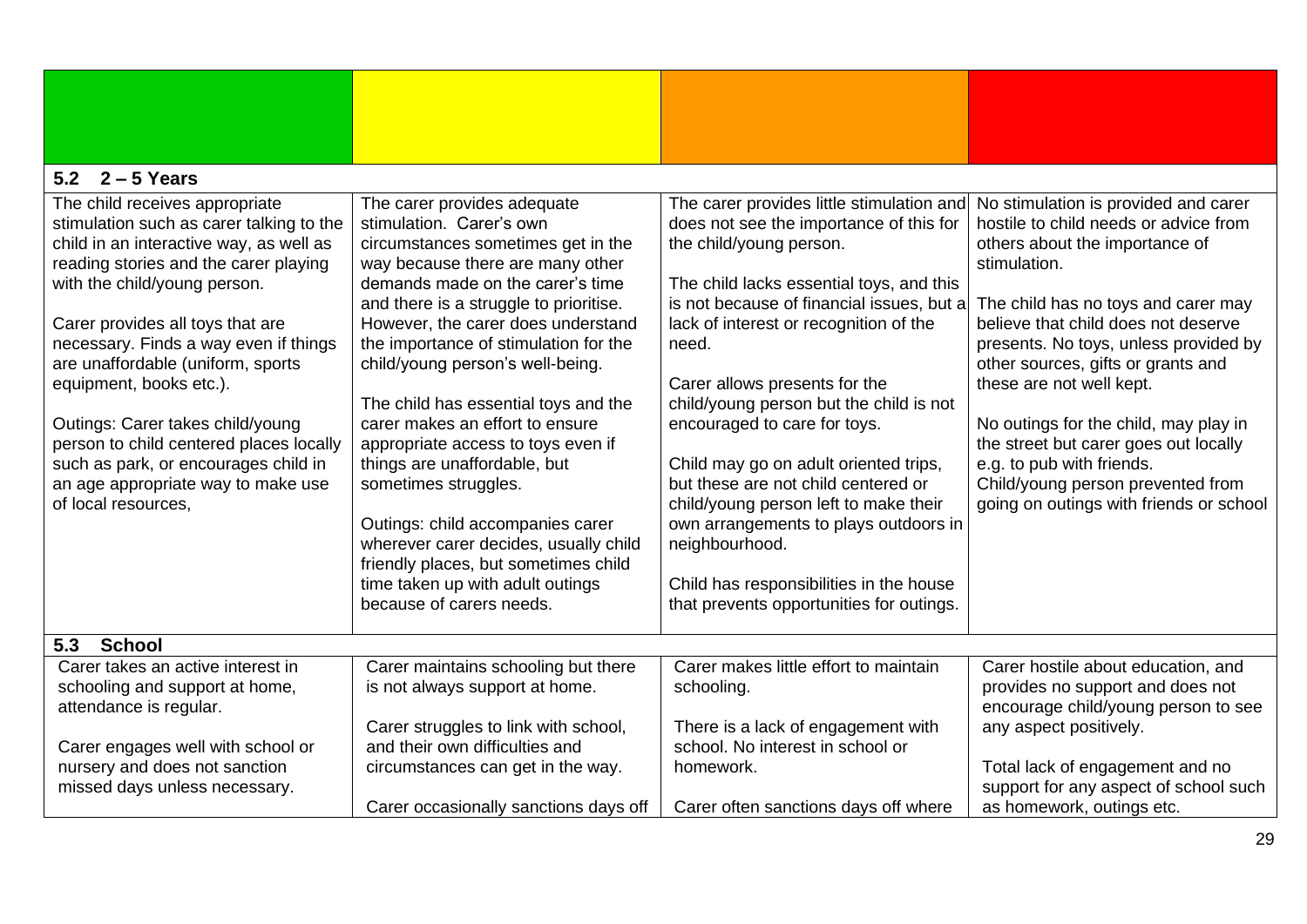| | | | |
|---|---|---|---|
| **5.2 2 – 5 Years** | | | |
| The child receives appropriate stimulation such as carer talking to the child in an interactive way, as well as reading stories and the carer playing with the child/young person.<br><br>Carer provides all toys that are necessary. Finds a way even if things are unaffordable (uniform, sports equipment, books etc.).<br><br>Outings: Carer takes child/young person to child centered places locally such as park, or encourages child in an age appropriate way to make use of local resources, | The carer provides adequate stimulation. Carer's own circumstances sometimes get in the way because there are many other demands made on the carer's time and there is a struggle to prioritise. However, the carer does understand the importance of stimulation for the child/young person's well-being.<br><br>The child has essential toys and the carer makes an effort to ensure appropriate access to toys even if things are unaffordable, but sometimes struggles.<br><br>Outings: child accompanies carer wherever carer decides, usually child friendly places, but sometimes child time taken up with adult outings because of carers needs. | The carer provides little stimulation and does not see the importance of this for the child/young person.<br><br>The child lacks essential toys, and this is not because of financial issues, but a lack of interest or recognition of the need.<br><br>Carer allows presents for the child/young person but the child is not encouraged to care for toys.<br><br>Child may go on adult oriented trips, but these are not child centered or child/young person left to make their own arrangements to plays outdoors in neighbourhood.<br><br>Child has responsibilities in the house that prevents opportunities for outings. | No stimulation is provided and carer hostile to child needs or advice from others about the importance of stimulation.<br><br>The child has no toys and carer may believe that child does not deserve presents. No toys, unless provided by other sources, gifts or grants and these are not well kept.<br><br>No outings for the child, may play in the street but carer goes out locally e.g. to pub with friends.<br>Child/young person prevented from going on outings with friends or school |
| **5.3 School** | | | |
| Carer takes an active interest in schooling and support at home, attendance is regular.<br><br>Carer engages well with school or nursery and does not sanction missed days unless necessary. | Carer maintains schooling but there is not always support at home.<br><br>Carer struggles to link with school, and their own difficulties and circumstances can get in the way.<br><br>Carer occasionally sanctions days off | Carer makes little effort to maintain schooling.<br><br>There is a lack of engagement with school. No interest in school or homework.<br><br>Carer often sanctions days off where | Carer hostile about education, and provides no support and does not encourage child/young person to see any aspect positively.<br><br>Total lack of engagement and no support for any aspect of school such as homework, outings etc. |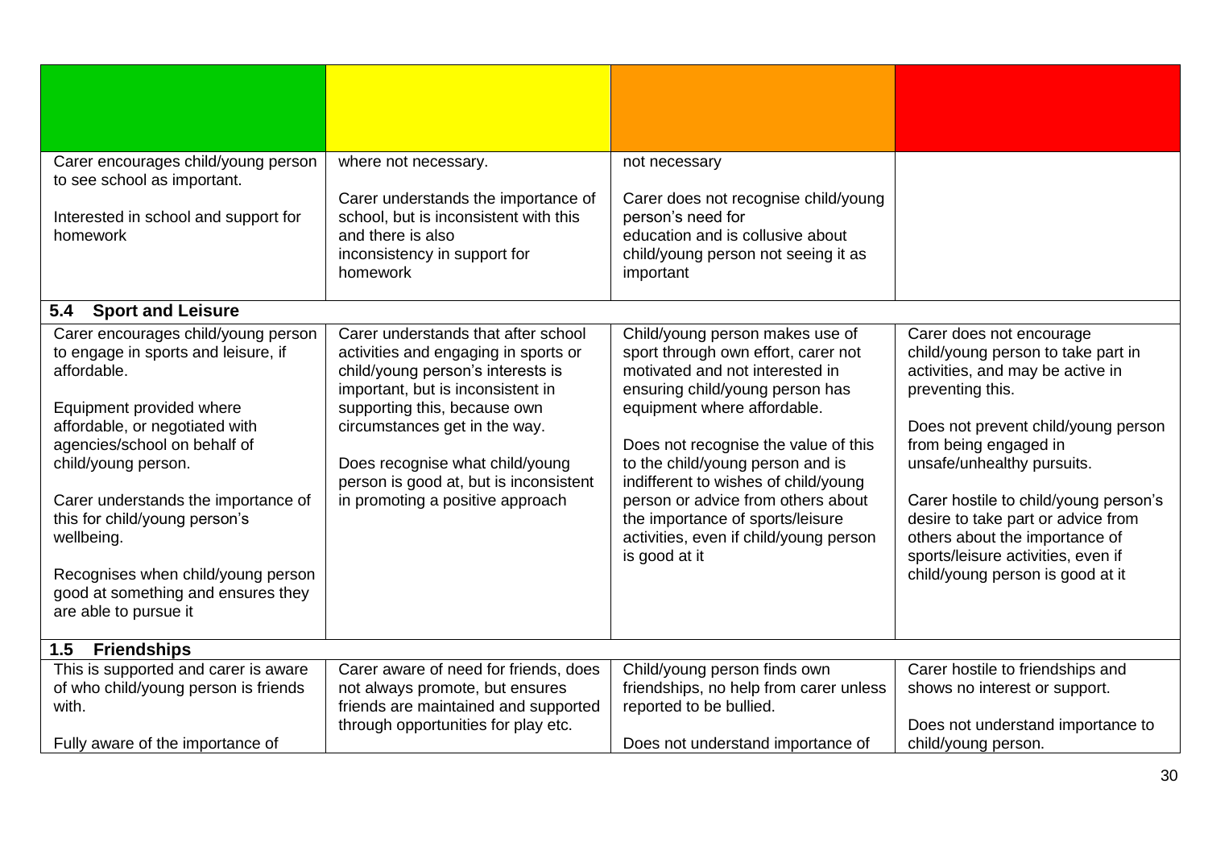| | | | |
|---|---|---|---|
| Carer encourages child/young person to see school as important.<br><br>Interested in school and support for homework | where not necessary.<br><br>Carer understands the importance of school, but is inconsistent with this and there is also inconsistency in support for homework | not necessary<br><br>Carer does not recognise child/young person's need for education and is collusive about child/young person not seeing it as important | |
| **5.4 Sport and Leisure** | | | |
| Carer encourages child/young person to engage in sports and leisure, if affordable.<br><br>Equipment provided where affordable, or negotiated with agencies/school on behalf of child/young person.<br><br>Carer understands the importance of this for child/young person's wellbeing.<br><br>Recognises when child/young person good at something and ensures they are able to pursue it | Carer understands that after school activities and engaging in sports or child/young person's interests is important, but is inconsistent in supporting this, because own circumstances get in the way.<br><br>Does recognise what child/young person is good at, but is inconsistent in promoting a positive approach | Child/young person makes use of sport through own effort, carer not motivated and not interested in ensuring child/young person has equipment where affordable.<br><br>Does not recognise the value of this to the child/young person and is indifferent to wishes of child/young person or advice from others about the importance of sports/leisure activities, even if child/young person is good at it | Carer does not encourage child/young person to take part in activities, and may be active in preventing this.<br><br>Does not prevent child/young person from being engaged in unsafe/unhealthy pursuits.<br><br>Carer hostile to child/young person's desire to take part or advice from others about the importance of sports/leisure activities, even if child/young person is good at it |
| **1.5 Friendships** | | | |
| This is supported and carer is aware of who child/young person is friends with.<br><br>Fully aware of the importance of | Carer aware of need for friends, does not always promote, but ensures friends are maintained and supported through opportunities for play etc. | Child/young person finds own friendships, no help from carer unless reported to be bullied.<br><br>Does not understand importance of | Carer hostile to friendships and shows no interest or support.<br><br>Does not understand importance to child/young person. |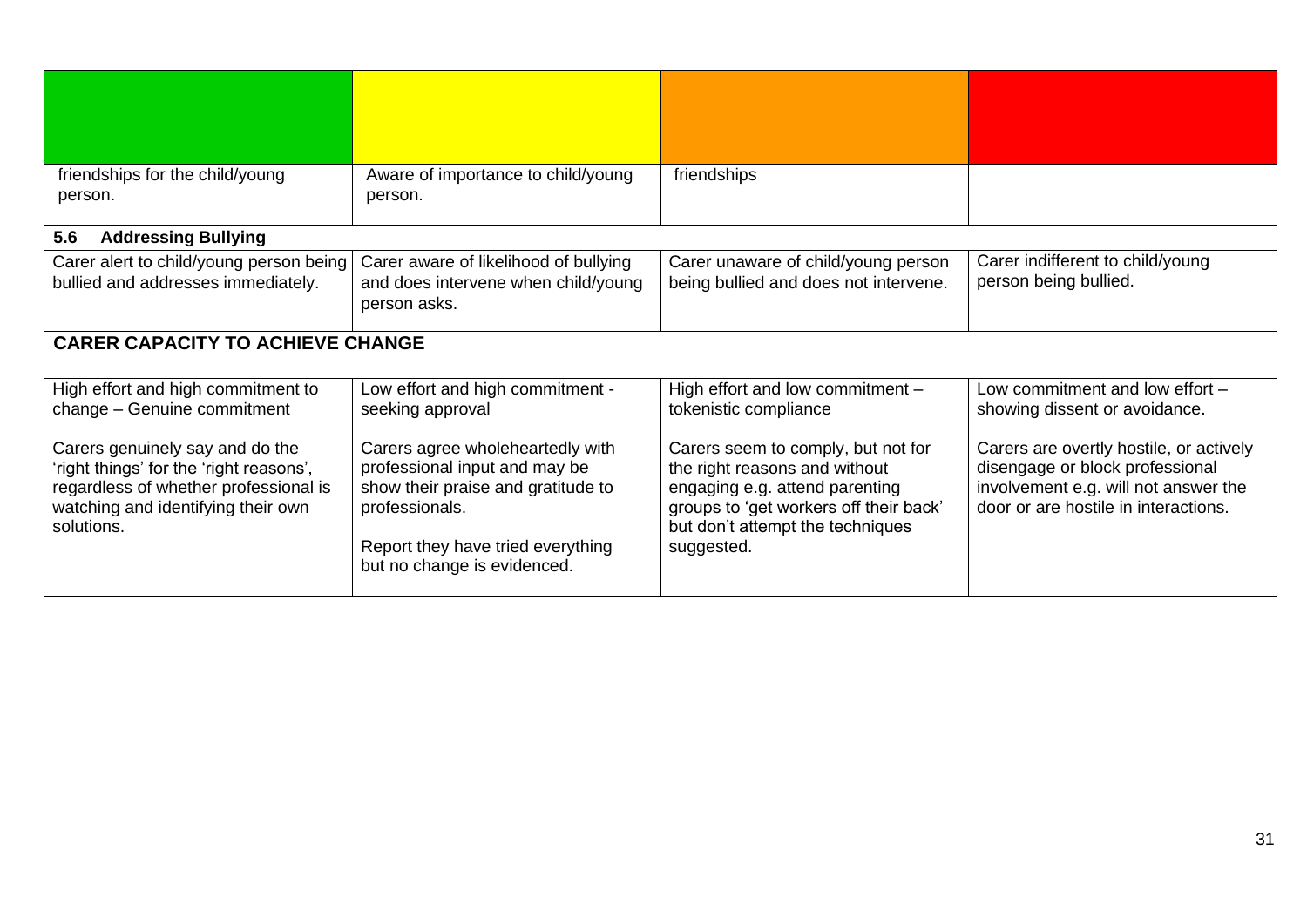| | | | |
|---|---|---|---|
| friendships for the child/young person. | Aware of importance to child/young person. | friendships | |
| **5.6 Addressing Bullying** | | | |
| Carer alert to child/young person being bullied and addresses immediately. | Carer aware of likelihood of bullying and does intervene when child/young person asks. | Carer unaware of child/young person being bullied and does not intervene. | Carer indifferent to child/young person being bullied. |
| **CARER CAPACITY TO ACHIEVE CHANGE** | | | |
| High effort and high commitment to change – Genuine commitment<br><br>Carers genuinely say and do the 'right things' for the 'right reasons', regardless of whether professional is watching and identifying their own solutions. | Low effort and high commitment - seeking approval<br><br>Carers agree wholeheartedly with professional input and may be show their praise and gratitude to professionals.<br><br>Report they have tried everything but no change is evidenced. | High effort and low commitment – tokenistic compliance<br><br>Carers seem to comply, but not for the right reasons and without engaging e.g. attend parenting groups to 'get workers off their back' but don't attempt the techniques suggested. | Low commitment and low effort – showing dissent or avoidance.<br><br>Carers are overtly hostile, or actively disengage or block professional involvement e.g. will not answer the door or are hostile in interactions. |